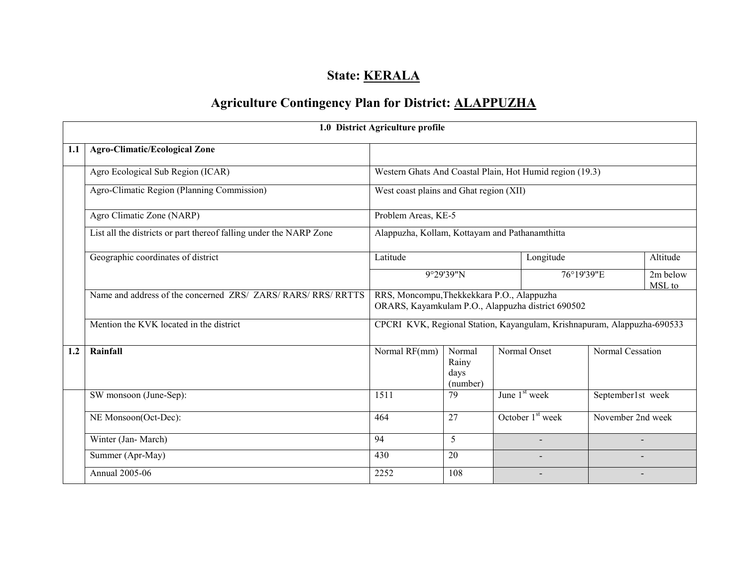# State: KERALA

## Agriculture Contingency Plan for District: ALAPPUZHA

| | 1.0 District Agriculture profile | | | | | |
|---|---|---|---|---|---|---|
| **1.1** | **Agro-Climatic/Ecological Zone** | | | | | |
| | Agro Ecological Sub Region (ICAR) | Western Ghats And Coastal Plain, Hot Humid region (19.3) | | | | |
| | Agro-Climatic Region (Planning Commission) | West coast plains and Ghat region (XII) | | | | |
| | Agro Climatic Zone (NARP) | Problem Areas, KE-5 | | | | |
| | List all the districts or part thereof falling under the NARP Zone | Alappuzha, Kollam, Kottayam and Pathanamthitta | | | | |
| | Geographic coordinates of district | Latitude | | Longitude | | Altitude |
| | | 9°29'39"N | | 76°19'39"E | | 2m below MSL to |
| | Name and address of the concerned ZRS/ ZARS/ RARS/ RRS/ RRTTS | RRS, Moncompu,Thekkekkara P.O., Alappuzha<br>ORARS, Kayamkulam P.O., Alappuzha district 690502 | | | | |
| | Mention the KVK located in the district | CPCRI KVK, Regional Station, Kayangulam, Krishnapuram, Alappuzha-690533 | | | | |
| **1.2** | **Rainfall** | Normal RF(mm) | Normal Rainy days (number) | Normal Onset | Normal Cessation | |
| | SW monsoon (June-Sep): | 1511 | 79 | June 1st week | September1st week | |
| | NE Monsoon(Oct-Dec): | 464 | 27 | October 1st week | November 2nd week | |
| | Winter (Jan- March) | 94 | 5 | - | - | |
| | Summer (Apr-May) | 430 | 20 | - | - | |
| | Annual 2005-06 | 2252 | 108 | - | - | |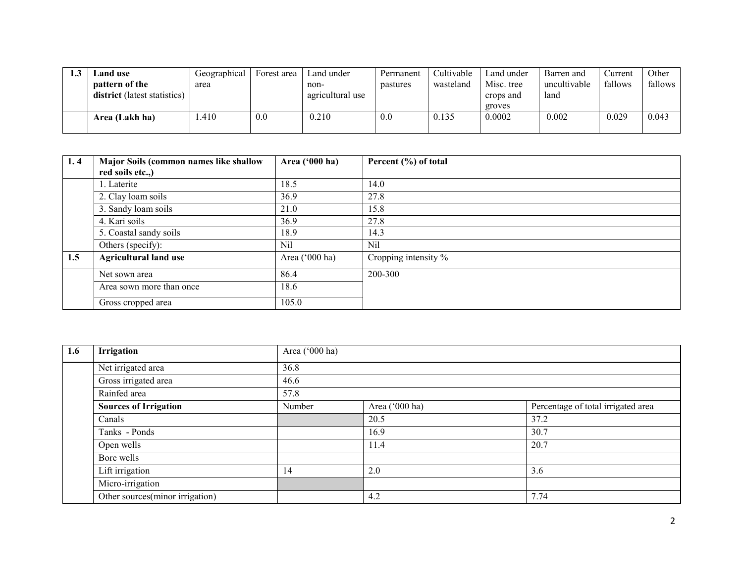| 1.3 | **Land use pattern of the district** (latest statistics) | Geographical area | Forest area | Land under non-agricultural use | Permanent pastures | Cultivable wasteland | Land under Misc. tree crops and groves | Barren and uncultivable land | Current fallows | Other fallows |
|---|---|---|---|---|---|---|---|---|---|---|
| | **Area (Lakh ha)** | 1.410 | 0.0 | 0.210 | 0.0 | 0.135 | 0.0002 | 0.002 | 0.029 | 0.043 |

| 1. 4 | **Major Soils (common names like shallow red soils etc.,)** | **Area ('000 ha)** | **Percent (%) of total** |
|---|---|---|---|
| | 1. Laterite | 18.5 | 14.0 |
| | 2. Clay loam soils | 36.9 | 27.8 |
| | 3. Sandy loam soils | 21.0 | 15.8 |
| | 4. Kari soils | 36.9 | 27.8 |
| | 5. Coastal sandy soils | 18.9 | 14.3 |
| | Others (specify): | Nil | Nil |
| **1.5** | **Agricultural land use** | Area ('000 ha) | Cropping intensity % |
| | Net sown area | 86.4 | 200-300 |
| | Area sown more than once | 18.6 | |
| | Gross cropped area | 105.0 | |

| 1.6 | **Irrigation** | Area ('000 ha) | | |
|---|---|---|---|---|
| | Net irrigated area | 36.8 | | |
| | Gross irrigated area | 46.6 | | |
| | Rainfed area | 57.8 | | |
| | **Sources of Irrigation** | Number | Area ('000 ha) | Percentage of total irrigated area |
| | Canals | | 20.5 | 37.2 |
| | Tanks - Ponds | | 16.9 | 30.7 |
| | Open wells | | 11.4 | 20.7 |
| | Bore wells | | | |
| | Lift irrigation | 14 | 2.0 | 3.6 |
| | Micro-irrigation | | | |
| | Other sources(minor irrigation) | | 4.2 | 7.74 |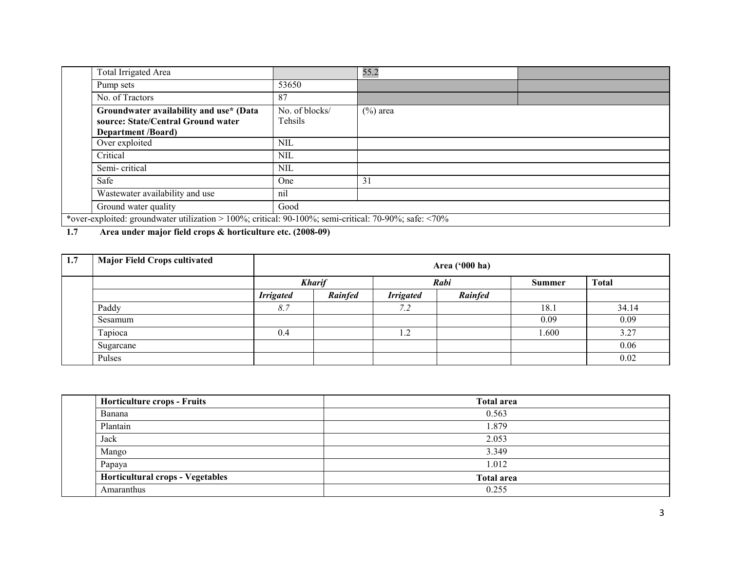| | | | | |
|---|---|---|---|---|
| | Total Irrigated Area | | 55.2 | |
| | Pump sets | 53650 | | |
| | No. of Tractors | 87 | | |
| | **Groundwater availability and use* (Data source: State/Central Ground water Department /Board)** | No. of blocks/ Tehsils | (%) area | |
| | Over exploited | NIL | | |
| | Critical | NIL | | |
| | Semi- critical | NIL | | |
| | Safe | One | 31 | |
| | Wastewater availability and use | nil | | |
| | Ground water quality | Good | | |

*over-exploited: groundwater utilization > 100%; critical: 90-100%; semi-critical: 70-90%; safe: <70%

**1.7 Area under major field crops & horticulture etc. (2008-09)**

| 1.7 | Major Field Crops cultivated | Area ('000 ha) | | | | | |
|---|---|---|---|---|---|---|---|
| | | *Kharif* | | *Rabi* | | Summer | Total |
| | | *Irrigated* | *Rainfed* | *Irrigated* | *Rainfed* | | |
| | Paddy | *8.7* | | *7.2* | | 18.1 | 34.14 |
| | Sesamum | | | | | 0.09 | 0.09 |
| | Tapioca | 0.4 | | 1.2 | | 1.600 | 3.27 |
| | Sugarcane | | | | | | 0.06 |
| | Pulses | | | | | | 0.02 |

| | Horticulture crops - Fruits | Total area |
|---|---|---|
| | Banana | 0.563 |
| | Plantain | 1.879 |
| | Jack | 2.053 |
| | Mango | 3.349 |
| | Papaya | 1.012 |
| | **Horticultural crops - Vegetables** | **Total area** |
| | Amaranthus | 0.255 |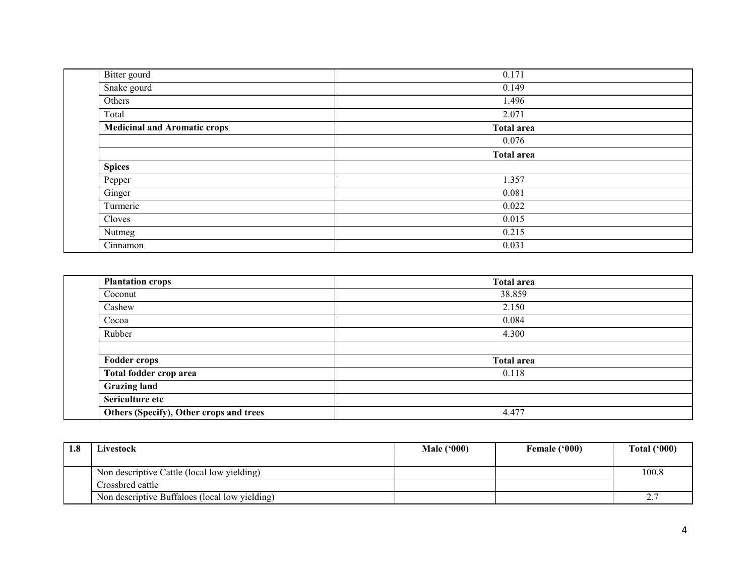| | | |
|---|---|---|
| | Bitter gourd | 0.171 |
| | Snake gourd | 0.149 |
| | Others | 1.496 |
| | Total | 2.071 |
| | **Medicinal and Aromatic crops** | **Total area** |
| | | 0.076 |
| | | **Total area** |
| | **Spices** | |
| | Pepper | 1.357 |
| | Ginger | 0.081 |
| | Turmeric | 0.022 |
| | Cloves | 0.015 |
| | Nutmeg | 0.215 |
| | Cinnamon | 0.031 |

| | | |
|---|---|---|
| | **Plantation crops** | **Total area** |
| | Coconut | 38.859 |
| | Cashew | 2.150 |
| | Cocoa | 0.084 |
| | Rubber | 4.300 |
| | | |
| | **Fodder crops** | **Total area** |
| | **Total fodder crop area** | 0.118 |
| | **Grazing land** | |
| | **Sericulture etc** | |
| | **Others (Specify), Other crops and trees** | 4.477 |

| 1.8 | Livestock | Male ('000) | Female ('000) | Total ('000) |
|---|---|---|---|---|
| | Non descriptive Cattle (local low yielding) | | | 100.8 |
| | Crossbred cattle | | | |
| | Non descriptive Buffaloes (local low yielding) | | | 2.7 |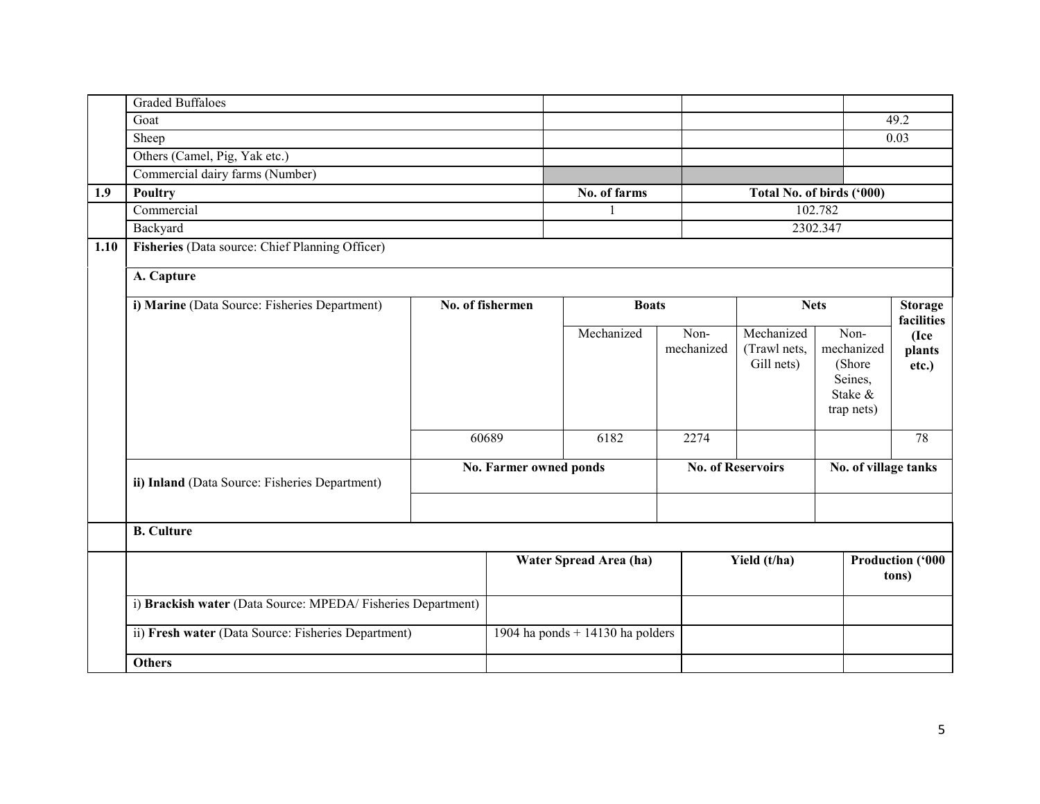| | | | | |
|---|---|---|---|---|
| | Graded Buffaloes | | | |
| | Goat | | | 49.2 |
| | Sheep | | | 0.03 |
| | Others (Camel, Pig, Yak etc.) | | | |
| | Commercial dairy farms (Number) | | | |
| **1.9** | **Poultry** | **No. of farms** | **Total No. of birds ('000)** | |
| | Commercial | 1 | 102.782 | |
| | Backyard | | 2302.347 | |

**1.10 Fisheries** (Data source: Chief Planning Officer)

**A. Capture**

| **i) Marine** (Data Source: Fisheries Department) | **No. of fishermen** | **Boats** | | **Nets** | | **Storage facilities (Ice plants etc.)** |
|---|---|---|---|---|---|---|
| | | Mechanized | Non-mechanized | Mechanized (Trawl nets, Gill nets) | Non-mechanized (Shore Seines, Stake & trap nets) | |
| | 60689 | 6182 | 2274 | | | 78 |

| **ii) Inland** (Data Source: Fisheries Department) | **No. Farmer owned ponds** | **No. of Reservoirs** | **No. of village tanks** |
|---|---|---|---|
| | | | |

**B. Culture**

| | **Water Spread Area (ha)** | **Yield (t/ha)** | **Production ('000 tons)** |
|---|---|---|---|
| i) **Brackish water** (Data Source: MPEDA/ Fisheries Department) | | | |
| ii) **Fresh water** (Data Source: Fisheries Department) | 1904 ha ponds + 14130 ha polders | | |
| **Others** | | | |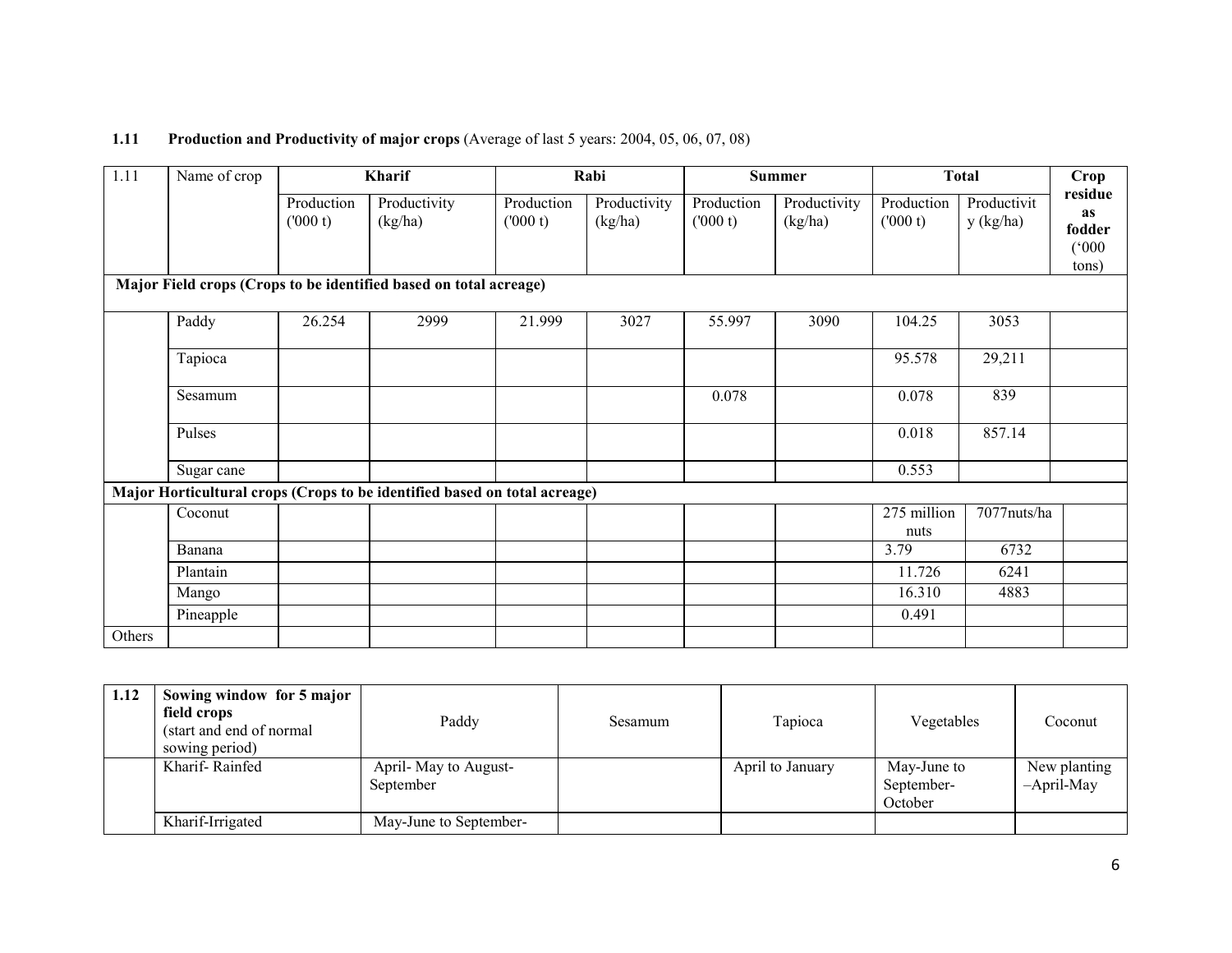**1.11 Production and Productivity of major crops** (Average of last 5 years: 2004, 05, 06, 07, 08)

| 1.11 | Name of crop | Kharif | | Rabi | | Summer | | Total | | Crop residue as fodder ('000 tons) |
|---|---|---|---|---|---|---|---|---|---|---|
| | | Production ('000 t) | Productivity (kg/ha) | Production ('000 t) | Productivity (kg/ha) | Production ('000 t) | Productivity (kg/ha) | Production ('000 t) | Productivity (kg/ha) | |
| **Major Field crops (Crops to be identified based on total acreage)** | | | | | | | | | | |
| | Paddy | 26.254 | 2999 | 21.999 | 3027 | 55.997 | 3090 | 104.25 | 3053 | |
| | Tapioca | | | | | | | 95.578 | 29,211 | |
| | Sesamum | | | | | 0.078 | | 0.078 | 839 | |
| | Pulses | | | | | | | 0.018 | 857.14 | |
| | Sugar cane | | | | | | | 0.553 | | |
| **Major Horticultural crops (Crops to be identified based on total acreage)** | | | | | | | | | | |
| | Coconut | | | | | | | 275 million nuts | 7077nuts/ha | |
| | Banana | | | | | | | 3.79 | 6732 | |
| | Plantain | | | | | | | 11.726 | 6241 | |
| | Mango | | | | | | | 16.310 | 4883 | |
| | Pineapple | | | | | | | 0.491 | | |
| Others | | | | | | | | | | |

| 1.12 | **Sowing window for 5 major field crops** (start and end of normal sowing period) | Paddy | Sesamum | Tapioca | Vegetables | Coconut |
|---|---|---|---|---|---|---|
| | Kharif- Rainfed | April- May to August-September | | April to January | May-June to September-October | New planting –April-May |
| | Kharif-Irrigated | May-June to September- | | | | |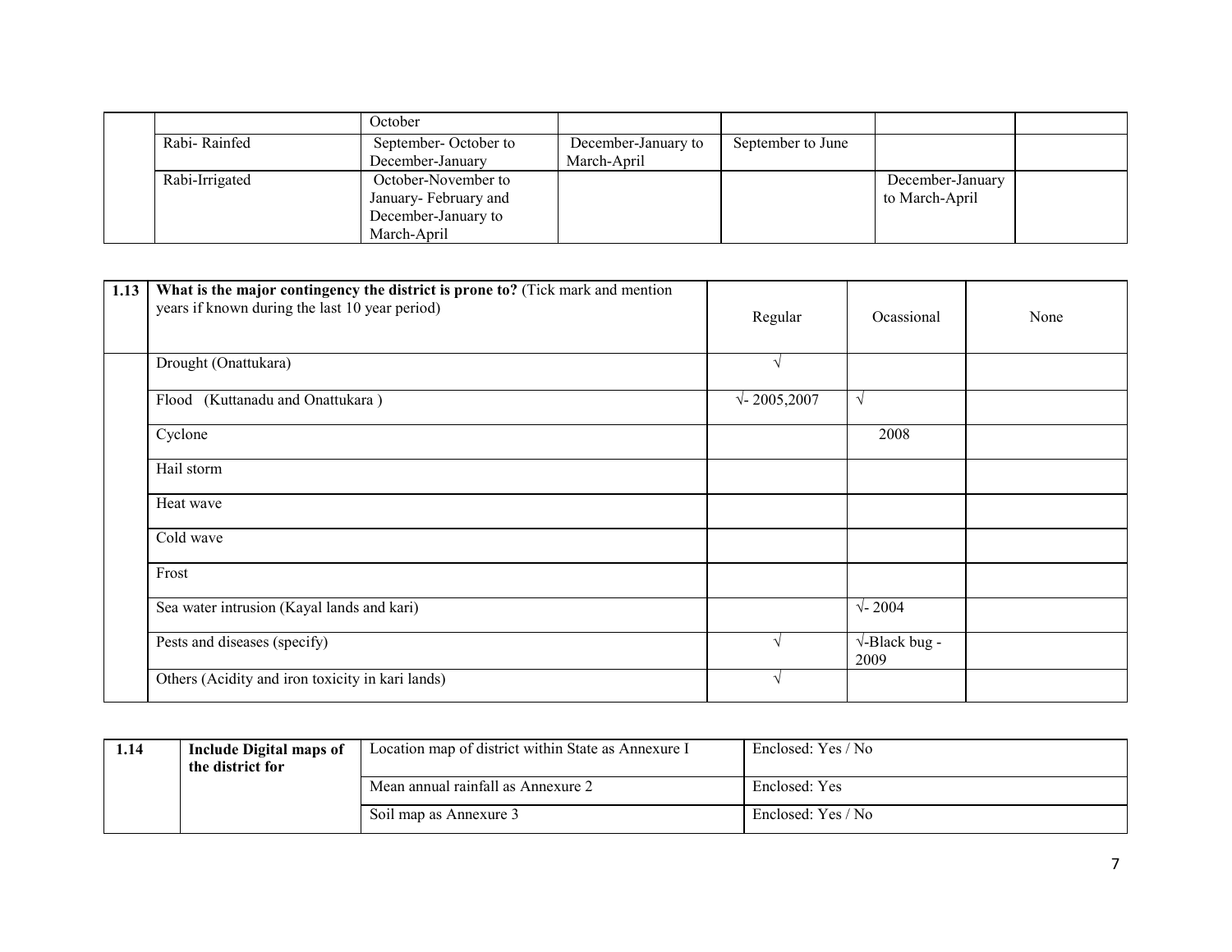|  |  | October |  |  |  |  |
|---|---|---|---|---|---|---|
|  | Rabi- Rainfed | September- October to December-January | December-January to March-April | September to June |  |  |
|  | Rabi-Irrigated | October-November to January- February and December-January to March-April |  |  | December-January to March-April |  |

| 1.13 | **What is the major contingency the district is prone to?** (Tick mark and mention years if known during the last 10 year period) | Regular | Ocassional | None |
|---|---|---|---|---|
|  | Drought (Onattukara) | √ |  |  |
|  | Flood (Kuttanadu and Onattukara ) | √- 2005,2007 | √ |  |
|  | Cyclone |  | 2008 |  |
|  | Hail storm |  |  |  |
|  | Heat wave |  |  |  |
|  | Cold wave |  |  |  |
|  | Frost |  |  |  |
|  | Sea water intrusion (Kayal lands and kari) |  | √- 2004 |  |
|  | Pests and diseases (specify) | √ | √-Black bug - 2009 |  |
|  | Others (Acidity and iron toxicity in kari lands) | √ |  |  |

| 1.14 | **Include Digital maps of the district for** | Location map of district within State as Annexure I | Enclosed: Yes / No |
|---|---|---|---|
|  |  | Mean annual rainfall as Annexure 2 | Enclosed: Yes |
|  |  | Soil map as Annexure 3 | Enclosed: Yes / No |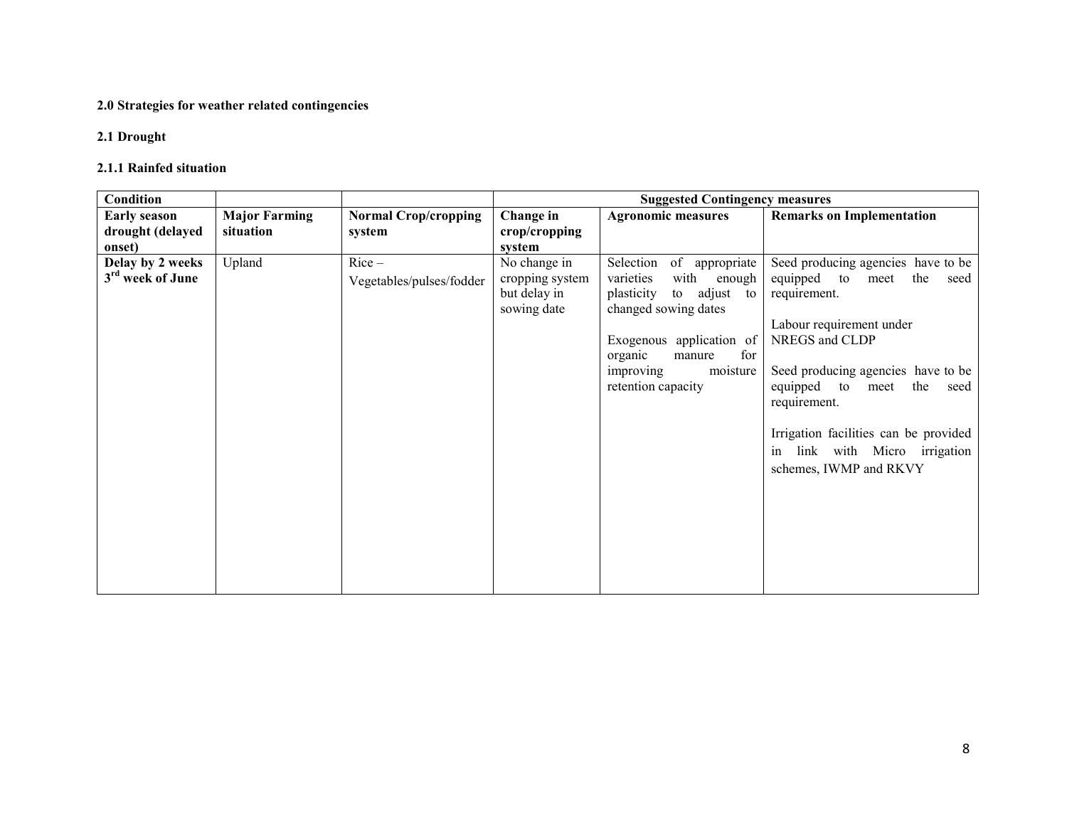**2.0 Strategies for weather related contingencies**

**2.1 Drought**

**2.1.1 Rainfed situation**

| **Condition** | | | **Suggested Contingency measures** | | |
|---|---|---|---|---|---|
| **Early season drought (delayed onset)** | **Major Farming situation** | **Normal Crop/cropping system** | **Change in crop/cropping system** | **Agronomic measures** | **Remarks on Implementation** |
| **Delay by 2 weeks 3rd week of June** | Upland | Rice – Vegetables/pulses/fodder | No change in cropping system but delay in sowing date | Selection of appropriate varieties with enough plasticity to adjust to changed sowing dates<br><br>Exogenous application of organic manure for improving moisture retention capacity | Seed producing agencies have to be equipped to meet the seed requirement.<br><br>Labour requirement under NREGS and CLDP<br><br>Seed producing agencies have to be equipped to meet the seed requirement.<br><br>Irrigation facilities can be provided in link with Micro irrigation schemes, IWMP and RKVY |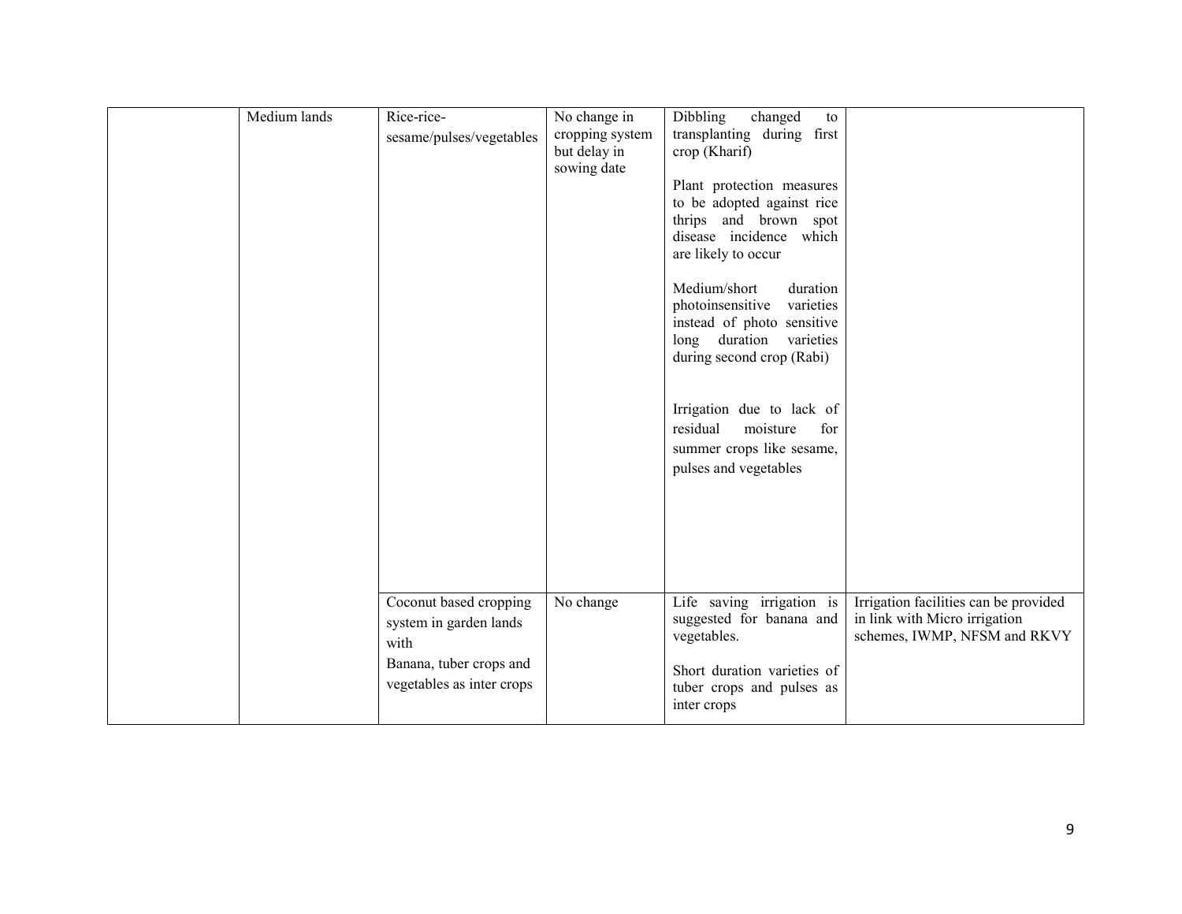| | | | | | |
|---|---|---|---|---|---|
| | Medium lands | Rice-rice-sesame/pulses/vegetables | No change in cropping system but delay in sowing date | Dibbling changed to transplanting during first crop (Kharif)<br><br>Plant protection measures to be adopted against rice thrips and brown spot disease incidence which are likely to occur<br><br>Medium/short duration photoinsensitive varieties instead of photo sensitive long duration varieties during second crop (Rabi)<br><br>Irrigation due to lack of residual moisture for summer crops like sesame, pulses and vegetables | |
| | | Coconut based cropping system in garden lands with<br>Banana, tuber crops and vegetables as inter crops | No change | Life saving irrigation is suggested for banana and vegetables.<br><br>Short duration varieties of tuber crops and pulses as inter crops | Irrigation facilities can be provided in link with Micro irrigation schemes, IWMP, NFSM and RKVY |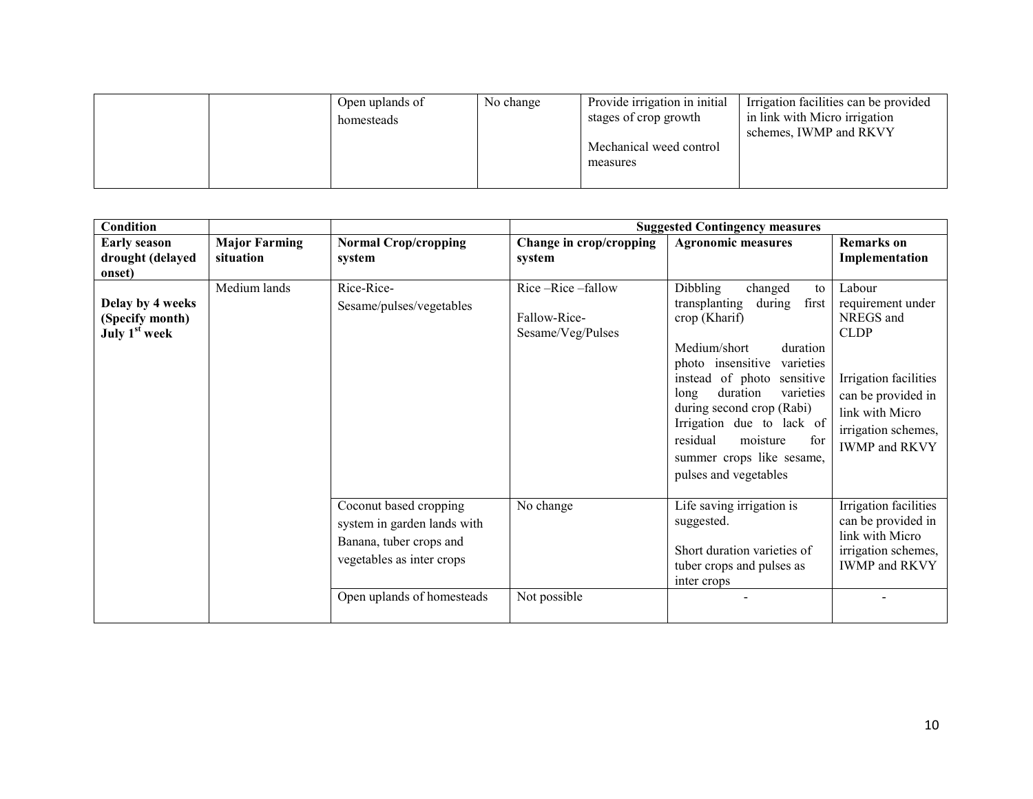| | | Open uplands of homesteads | No change | Provide irrigation in initial stages of crop growth<br><br>Mechanical weed control measures | Irrigation facilities can be provided in link with Micro irrigation schemes, IWMP and RKVY |
|---|---|---|---|---|---|

| Condition | | | Suggested Contingency measures | | |
|---|---|---|---|---|---|
| **Early season drought (delayed onset)** | **Major Farming situation** | **Normal Crop/cropping system** | **Change in crop/cropping system** | **Agronomic measures** | **Remarks on Implementation** |
| **Delay by 4 weeks (Specify month) July 1st week** | Medium lands | Rice-Rice-Sesame/pulses/vegetables | Rice –Rice –fallow<br><br>Fallow-Rice-Sesame/Veg/Pulses | Dibbling changed to transplanting during first crop (Kharif)<br><br>Medium/short duration photo insensitive varieties instead of photo sensitive long duration varieties during second crop (Rabi)<br>Irrigation due to lack of residual moisture for summer crops like sesame, pulses and vegetables | Labour requirement under NREGS and CLDP<br><br>Irrigation facilities can be provided in link with Micro irrigation schemes, IWMP and RKVY |
| | | Coconut based cropping system in garden lands with Banana, tuber crops and vegetables as inter crops | No change | Life saving irrigation is suggested.<br><br>Short duration varieties of tuber crops and pulses as inter crops | Irrigation facilities can be provided in link with Micro irrigation schemes, IWMP and RKVY |
| | | Open uplands of homesteads | Not possible | - | - |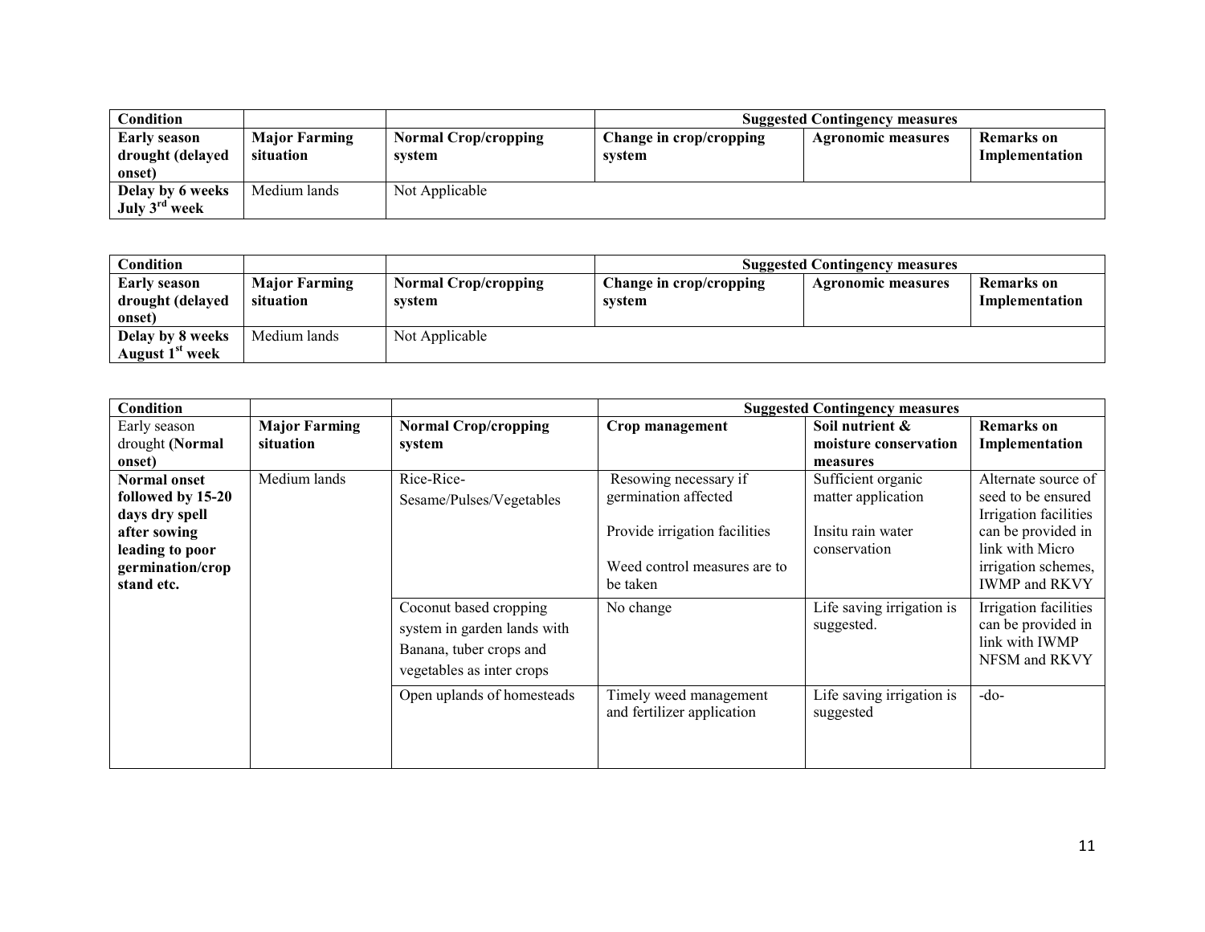| Condition | | | Suggested Contingency measures | | |
|---|---|---|---|---|---|
| **Early season drought (delayed onset)** | **Major Farming situation** | **Normal Crop/cropping system** | **Change in crop/cropping system** | **Agronomic measures** | **Remarks on Implementation** |
| **Delay by 6 weeks July 3rd week** | Medium lands | Not Applicable | | | |

| Condition | | | Suggested Contingency measures | | |
|---|---|---|---|---|---|
| **Early season drought (delayed onset)** | **Major Farming situation** | **Normal Crop/cropping system** | **Change in crop/cropping system** | **Agronomic measures** | **Remarks on Implementation** |
| **Delay by 8 weeks August 1st week** | Medium lands | Not Applicable | | | |

| Condition | | | Suggested Contingency measures | | |
|---|---|---|---|---|---|
| Early season drought **(Normal onset)** | **Major Farming situation** | **Normal Crop/cropping system** | **Crop management** | **Soil nutrient & moisture conservation measures** | **Remarks on Implementation** |
| **Normal onset followed by 15-20 days dry spell after sowing leading to poor germination/crop stand etc.** | Medium lands | Rice-Rice-Sesame/Pulses/Vegetables | Resowing necessary if germination affected<br><br>Provide irrigation facilities<br><br>Weed control measures are to be taken | Sufficient organic matter application<br><br>Insitu rain water conservation | Alternate source of seed to be ensured Irrigation facilities can be provided in link with Micro irrigation schemes, IWMP and RKVY |
| | | Coconut based cropping system in garden lands with Banana, tuber crops and vegetables as inter crops | No change | Life saving irrigation is suggested. | Irrigation facilities can be provided in link with IWMP NFSM and RKVY |
| | | Open uplands of homesteads | Timely weed management and fertilizer application | Life saving irrigation is suggested | -do- |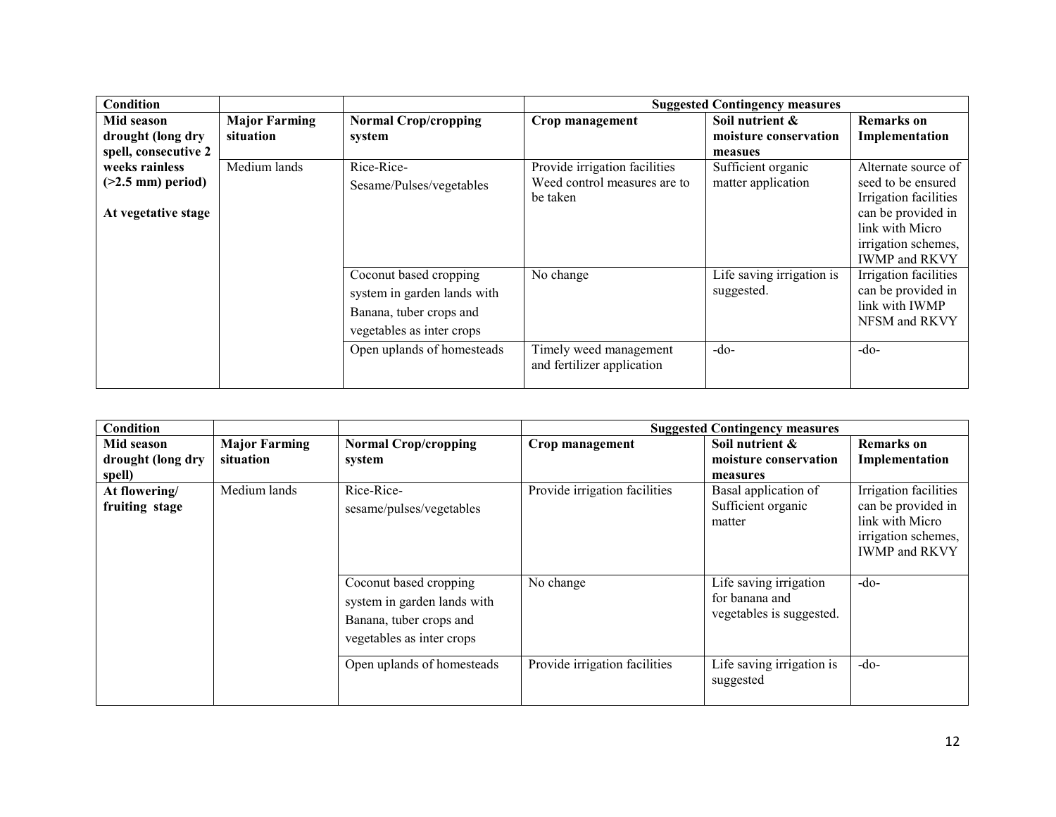| Condition | | | Suggested Contingency measures | | |
|---|---|---|---|---|---|
| **Mid season drought (long dry spell, consecutive 2 weeks rainless (>2.5 mm) period)** | **Major Farming situation** | **Normal Crop/cropping system** | **Crop management** | **Soil nutrient & moisture conservation measues** | **Remarks on Implementation** |
| **At vegetative stage** | Medium lands | Rice-Rice-Sesame/Pulses/vegetables | Provide irrigation facilities Weed control measures are to be taken | Sufficient organic matter application | Alternate source of seed to be ensured Irrigation facilities can be provided in link with Micro irrigation schemes, IWMP and RKVY |
| | | Coconut based cropping system in garden lands with Banana, tuber crops and vegetables as inter crops | No change | Life saving irrigation is suggested. | Irrigation facilities can be provided in link with IWMP NFSM and RKVY |
| | | Open uplands of homesteads | Timely weed management and fertilizer application | -do- | -do- |

| Condition | | | Suggested Contingency measures | | |
|---|---|---|---|---|---|
| **Mid season drought (long dry spell)** | **Major Farming situation** | **Normal Crop/cropping system** | **Crop management** | **Soil nutrient & moisture conservation measures** | **Remarks on Implementation** |
| **At flowering/ fruiting stage** | Medium lands | Rice-Rice-sesame/pulses/vegetables | Provide irrigation facilities | Basal application of Sufficient organic matter | Irrigation facilities can be provided in link with Micro irrigation schemes, IWMP and RKVY |
| | | Coconut based cropping system in garden lands with Banana, tuber crops and vegetables as inter crops | No change | Life saving irrigation for banana and vegetables is suggested. | -do- |
| | | Open uplands of homesteads | Provide irrigation facilities | Life saving irrigation is suggested | -do- |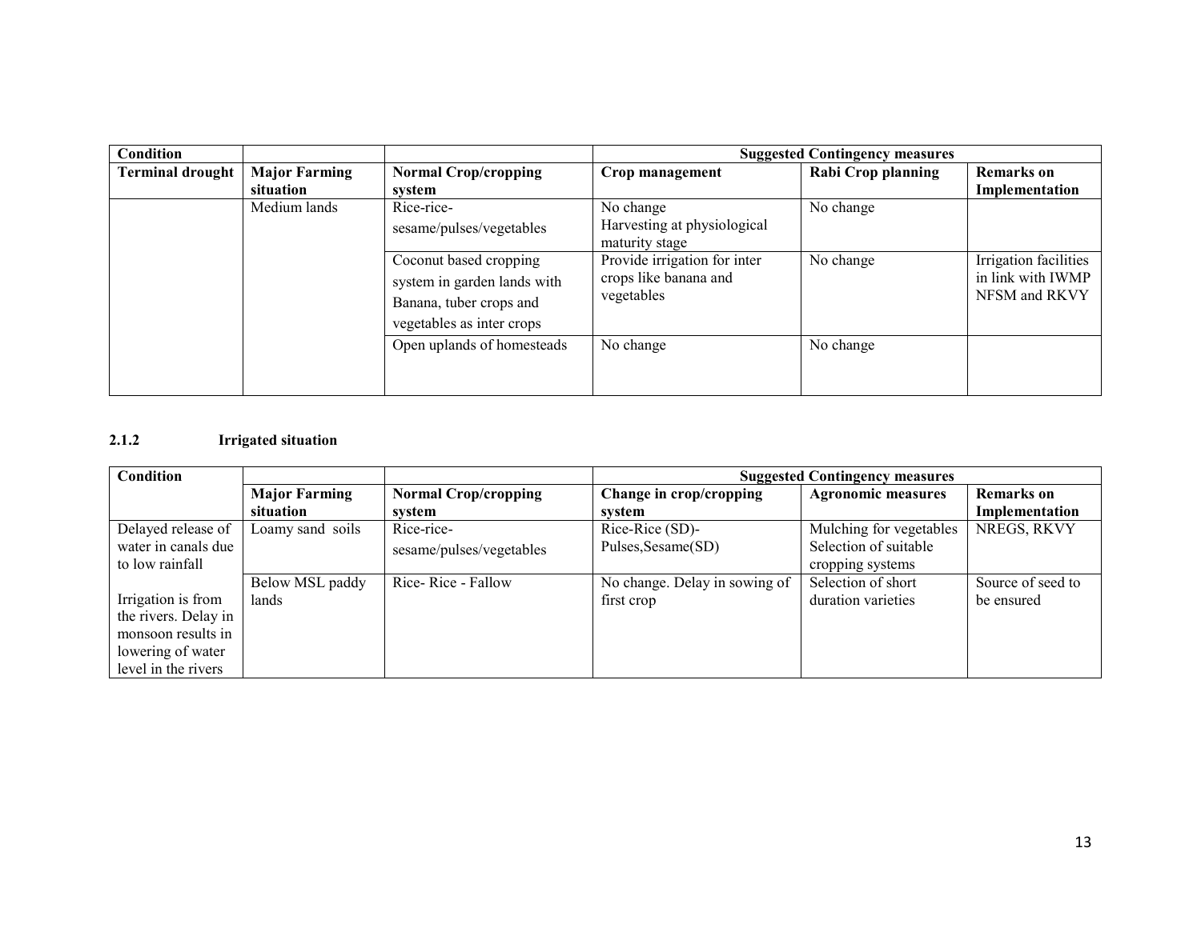| Condition | | | Suggested Contingency measures | | |
|---|---|---|---|---|---|
| **Terminal drought** | **Major Farming situation** | **Normal Crop/cropping system** | **Crop management** | **Rabi Crop planning** | **Remarks on Implementation** |
| | Medium lands | Rice-rice-sesame/pulses/vegetables | No change<br>Harvesting at physiological maturity stage | No change | |
| | | Coconut based cropping system in garden lands with Banana, tuber crops and vegetables as inter crops | Provide irrigation for inter crops like banana and vegetables | No change | Irrigation facilities in link with IWMP NFSM and RKVY |
| | | Open uplands of homesteads | No change | No change | |

### 2.1.2 Irrigated situation

| Condition | | | Suggested Contingency measures | | |
|---|---|---|---|---|---|
| | **Major Farming situation** | **Normal Crop/cropping system** | **Change in crop/cropping system** | **Agronomic measures** | **Remarks on Implementation** |
| Delayed release of water in canals due to low rainfall | Loamy sand soils | Rice-rice-sesame/pulses/vegetables | Rice-Rice (SD)-Pulses,Sesame(SD) | Mulching for vegetables Selection of suitable cropping systems | NREGS, RKVY |
| Irrigation is from the rivers. Delay in monsoon results in lowering of water level in the rivers | Below MSL paddy lands | Rice- Rice - Fallow | No change. Delay in sowing of first crop | Selection of short duration varieties | Source of seed to be ensured |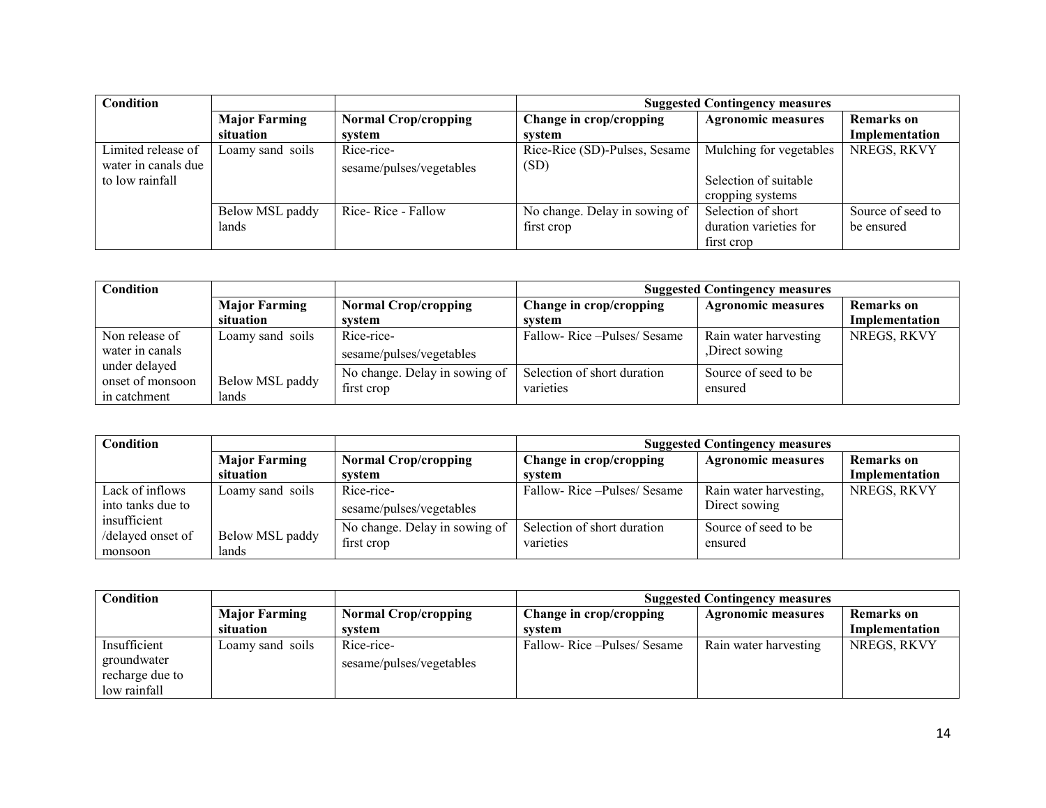| Condition | | | Suggested Contingency measures | | |
|---|---|---|---|---|---|
| | **Major Farming situation** | **Normal Crop/cropping system** | **Change in crop/cropping system** | **Agronomic measures** | **Remarks on Implementation** |
| Limited release of water in canals due to low rainfall | Loamy sand soils | Rice-rice-sesame/pulses/vegetables | Rice-Rice (SD)-Pulses, Sesame (SD) | Mulching for vegetables<br><br>Selection of suitable cropping systems | NREGS, RKVY |
| | Below MSL paddy lands | Rice- Rice - Fallow | No change. Delay in sowing of first crop | Selection of short duration varieties for first crop | Source of seed to be ensured |

| Condition | | | Suggested Contingency measures | | |
|---|---|---|---|---|---|
| | **Major Farming situation** | **Normal Crop/cropping system** | **Change in crop/cropping system** | **Agronomic measures** | **Remarks on Implementation** |
| Non release of water in canals under delayed onset of monsoon in catchment | Loamy sand soils | Rice-rice-sesame/pulses/vegetables | Fallow- Rice –Pulses/ Sesame | Rain water harvesting ,Direct sowing | NREGS, RKVY |
| | Below MSL paddy lands | No change. Delay in sowing of first crop | Selection of short duration varieties | Source of seed to be ensured | |

| Condition | | | Suggested Contingency measures | | |
|---|---|---|---|---|---|
| | **Major Farming situation** | **Normal Crop/cropping system** | **Change in crop/cropping system** | **Agronomic measures** | **Remarks on Implementation** |
| Lack of inflows into tanks due to insufficient /delayed onset of monsoon | Loamy sand soils | Rice-rice-sesame/pulses/vegetables | Fallow- Rice –Pulses/ Sesame | Rain water harvesting, Direct sowing | NREGS, RKVY |
| | Below MSL paddy lands | No change. Delay in sowing of first crop | Selection of short duration varieties | Source of seed to be ensured | |

| Condition | | | Suggested Contingency measures | | |
|---|---|---|---|---|---|
| | **Major Farming situation** | **Normal Crop/cropping system** | **Change in crop/cropping system** | **Agronomic measures** | **Remarks on Implementation** |
| Insufficient groundwater recharge due to low rainfall | Loamy sand soils | Rice-rice-sesame/pulses/vegetables | Fallow- Rice –Pulses/ Sesame | Rain water harvesting | NREGS, RKVY |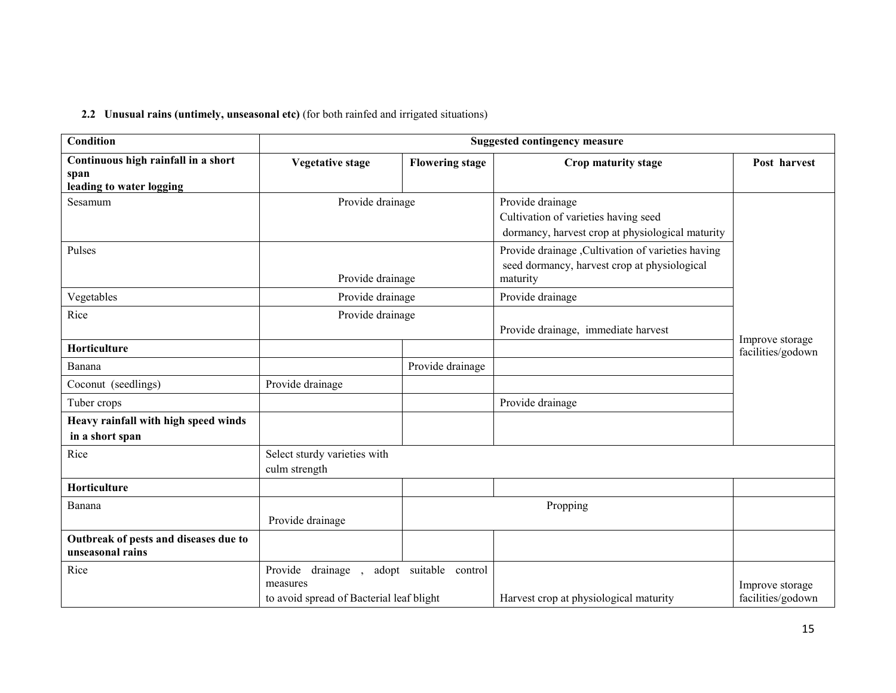**2.2 Unusual rains (untimely, unseasonal etc)** (for both rainfed and irrigated situations)

| Condition | Suggested contingency measure | | | |
|---|---|---|---|---|
| **Continuous high rainfall in a short span leading to water logging** | **Vegetative stage** | **Flowering stage** | **Crop maturity stage** | **Post harvest** |
| Sesamum | Provide drainage | | Provide drainage<br>Cultivation of varieties having seed dormancy, harvest crop at physiological maturity | Improve storage facilities/godown |
| Pulses | Provide drainage | | Provide drainage ,Cultivation of varieties having seed dormancy, harvest crop at physiological maturity | |
| Vegetables | Provide drainage | | Provide drainage | |
| Rice | Provide drainage | | Provide drainage, immediate harvest | |
| **Horticulture** | | | | |
| Banana | | Provide drainage | | |
| Coconut (seedlings) | Provide drainage | | | |
| Tuber crops | | | Provide drainage | |
| **Heavy rainfall with high speed winds in a short span** | | | | |
| Rice | Select sturdy varieties with culm strength | | | |
| **Horticulture** | | | | |
| Banana | Provide drainage | Propping | | |
| **Outbreak of pests and diseases due to unseasonal rains** | | | | |
| Rice | Provide drainage , adopt suitable control measures to avoid spread of Bacterial leaf blight | | Harvest crop at physiological maturity | Improve storage facilities/godown |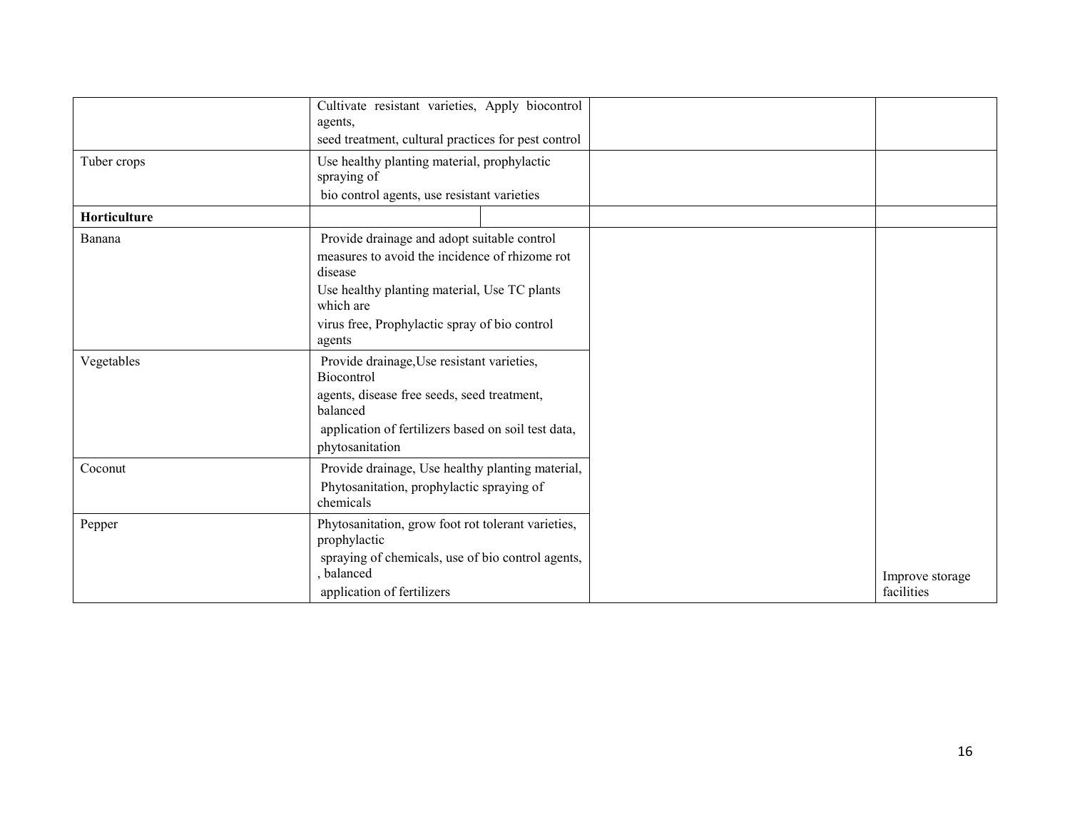| | | | |
|---|---|---|---|
| | Cultivate resistant varieties, Apply biocontrol agents, seed treatment, cultural practices for pest control | | |
| Tuber crops | Use healthy planting material, prophylactic spraying of bio control agents, use resistant varieties | | |
| **Horticulture** | | | |
| Banana | Provide drainage and adopt suitable control measures to avoid the incidence of rhizome rot disease Use healthy planting material, Use TC plants which are virus free, Prophylactic spray of bio control agents | | |
| Vegetables | Provide drainage,Use resistant varieties, Biocontrol agents, disease free seeds, seed treatment, balanced application of fertilizers based on soil test data, phytosanitation | | |
| Coconut | Provide drainage, Use healthy planting material, Phytosanitation, prophylactic spraying of chemicals | | |
| Pepper | Phytosanitation, grow foot rot tolerant varieties, prophylactic spraying of chemicals, use of bio control agents, , balanced application of fertilizers | | Improve storage facilities |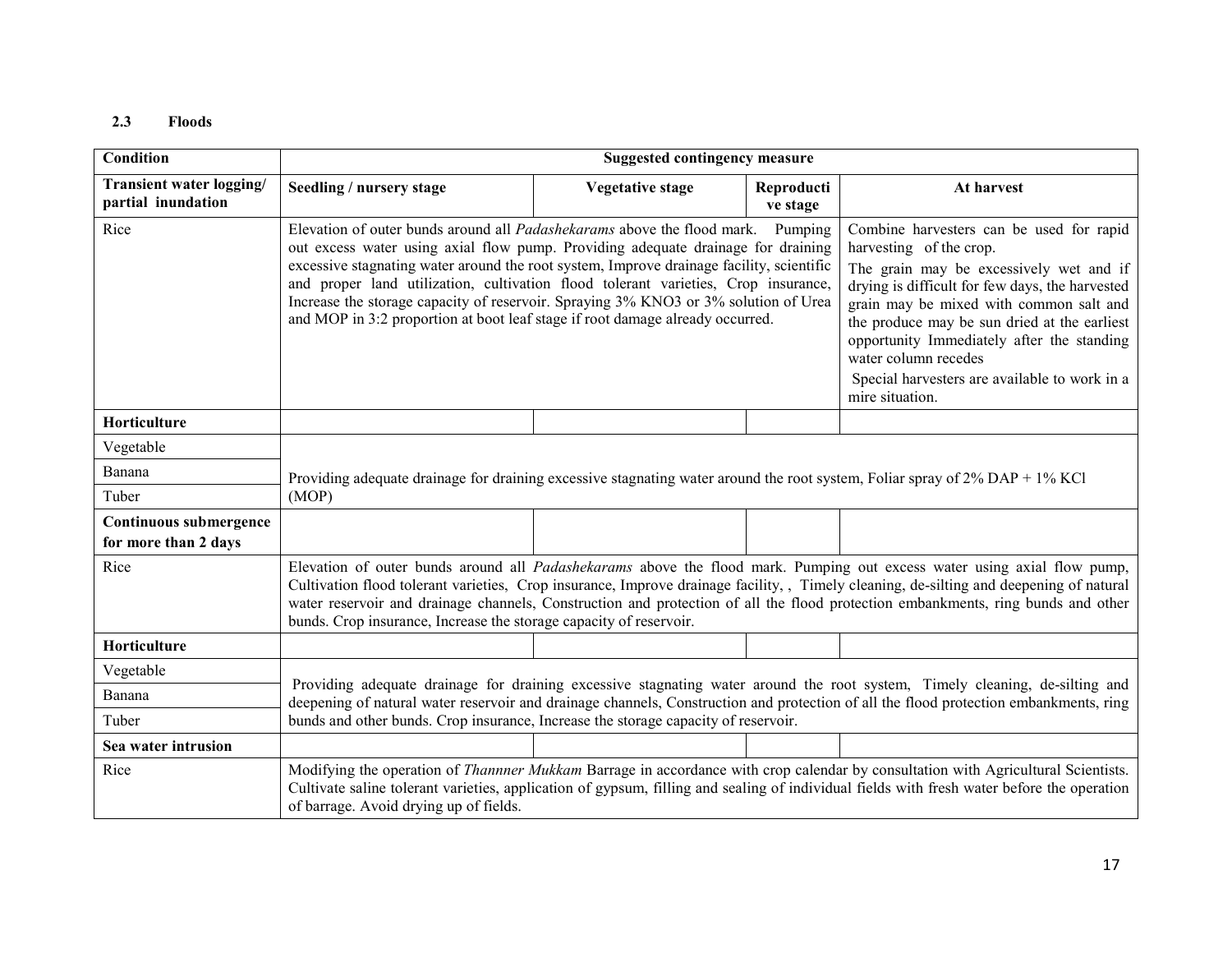### 2.3 Floods

| Condition | Suggested contingency measure | | | |
|---|---|---|---|---|
| **Transient water logging/ partial inundation** | **Seedling / nursery stage** | **Vegetative stage** | **Reproductive stage** | **At harvest** |
| Rice | Elevation of outer bunds around all *Padashekarams* above the flood mark. Pumping out excess water using axial flow pump. Providing adequate drainage for draining excessive stagnating water around the root system, Improve drainage facility, scientific and proper land utilization, cultivation flood tolerant varieties, Crop insurance, Increase the storage capacity of reservoir. Spraying 3% $KNO_3$ or 3% solution of Urea and MOP in 3:2 proportion at boot leaf stage if root damage already occurred. | | | Combine harvesters can be used for rapid harvesting of the crop. The grain may be excessively wet and if drying is difficult for few days, the harvested grain may be mixed with common salt and the produce may be sun dried at the earliest opportunity Immediately after the standing water column recedes Special harvesters are available to work in a mire situation. |
| **Horticulture** | | | | |
| Vegetable | Providing adequate drainage for draining excessive stagnating water around the root system, Foliar spray of 2% DAP + 1% KCl (MOP) | | | |
| Banana | | | | |
| Tuber | | | | |
| **Continuous submergence for more than 2 days** | | | | |
| Rice | Elevation of outer bunds around all *Padashekarams* above the flood mark. Pumping out excess water using axial flow pump, Cultivation flood tolerant varieties, Crop insurance, Improve drainage facility, , Timely cleaning, de-silting and deepening of natural water reservoir and drainage channels, Construction and protection of all the flood protection embankments, ring bunds and other bunds. Crop insurance, Increase the storage capacity of reservoir. | | | |
| **Horticulture** | | | | |
| Vegetable | Providing adequate drainage for draining excessive stagnating water around the root system, Timely cleaning, de-silting and deepening of natural water reservoir and drainage channels, Construction and protection of all the flood protection embankments, ring bunds and other bunds. Crop insurance, Increase the storage capacity of reservoir. | | | |
| Banana | | | | |
| Tuber | | | | |
| **Sea water intrusion** | | | | |
| Rice | Modifying the operation of *Thannner Mukkam* Barrage in accordance with crop calendar by consultation with Agricultural Scientists. Cultivate saline tolerant varieties, application of gypsum, filling and sealing of individual fields with fresh water before the operation of barrage. Avoid drying up of fields. | | | |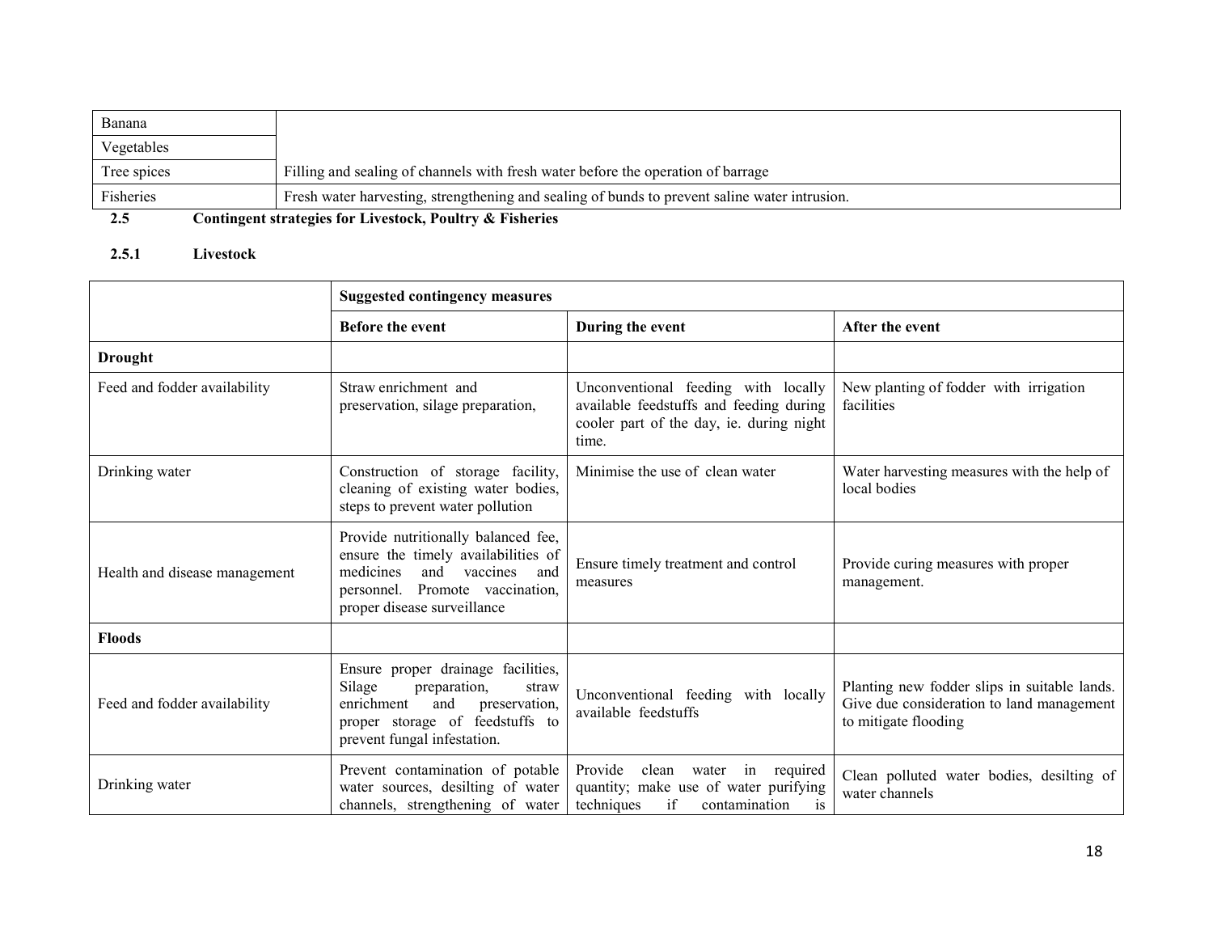| | |
|---|---|
| Banana | |
| Vegetables | |
| Tree spices | Filling and sealing of channels with fresh water before the operation of barrage |
| Fisheries | Fresh water harvesting, strengthening and sealing of bunds to prevent saline water intrusion. |

**2.5 Contingent strategies for Livestock, Poultry & Fisheries**

**2.5.1 Livestock**

| | **Suggested contingency measures** | | |
|---|---|---|---|
| | **Before the event** | **During the event** | **After the event** |
| **Drought** | | | |
| Feed and fodder availability | Straw enrichment and preservation, silage preparation, | Unconventional feeding with locally available feedstuffs and feeding during cooler part of the day, ie. during night time. | New planting of fodder with irrigation facilities |
| Drinking water | Construction of storage facility, cleaning of existing water bodies, steps to prevent water pollution | Minimise the use of clean water | Water harvesting measures with the help of local bodies |
| Health and disease management | Provide nutritionally balanced fee, ensure the timely availabilities of medicines and vaccines and personnel. Promote vaccination, proper disease surveillance | Ensure timely treatment and control measures | Provide curing measures with proper management. |
| **Floods** | | | |
| Feed and fodder availability | Ensure proper drainage facilities, Silage preparation, straw enrichment and preservation, proper storage of feedstuffs to prevent fungal infestation. | Unconventional feeding with locally available feedstuffs | Planting new fodder slips in suitable lands. Give due consideration to land management to mitigate flooding |
| Drinking water | Prevent contamination of potable water sources, desilting of water channels, strengthening of water | Provide clean water in required quantity; make use of water purifying techniques if contamination is | Clean polluted water bodies, desilting of water channels |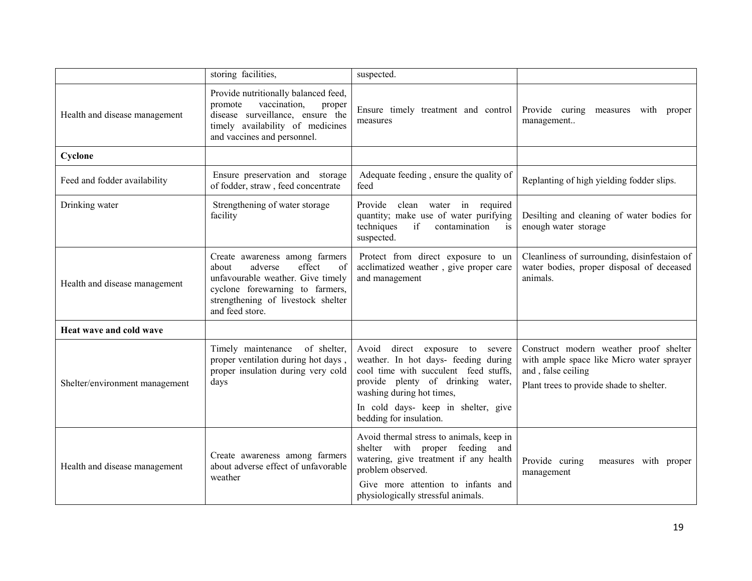| | storing facilities, | suspected. | |
|---|---|---|---|
| Health and disease management | Provide nutritionally balanced feed, promote vaccination, proper disease surveillance, ensure the timely availability of medicines and vaccines and personnel. | Ensure timely treatment and control measures | Provide curing measures with proper management.. |
| **Cyclone** | | | |
| Feed and fodder availability | Ensure preservation and storage of fodder, straw , feed concentrate | Adequate feeding , ensure the quality of feed | Replanting of high yielding fodder slips. |
| Drinking water | Strengthening of water storage facility | Provide clean water in required quantity; make use of water purifying techniques if contamination is suspected. | Desilting and cleaning of water bodies for enough water storage |
| Health and disease management | Create awareness among farmers about adverse effect of unfavourable weather. Give timely cyclone forewarning to farmers, strengthening of livestock shelter and feed store. | Protect from direct exposure to un acclimatized weather , give proper care and management | Cleanliness of surrounding, disinfestaion of water bodies, proper disposal of deceased animals. |
| **Heat wave and cold wave** | | | |
| Shelter/environment management | Timely maintenance of shelter, proper ventilation during hot days , proper insulation during very cold days | Avoid direct exposure to severe weather. In hot days- feeding during cool time with succulent feed stuffs, provide plenty of drinking water, washing during hot times,<br><br>In cold days- keep in shelter, give bedding for insulation. | Construct modern weather proof shelter with ample space like Micro water sprayer and , false ceiling<br><br>Plant trees to provide shade to shelter. |
| Health and disease management | Create awareness among farmers about adverse effect of unfavorable weather | Avoid thermal stress to animals, keep in shelter with proper feeding and watering, give treatment if any health problem observed.<br><br>Give more attention to infants and physiologically stressful animals. | Provide curing measures with proper management |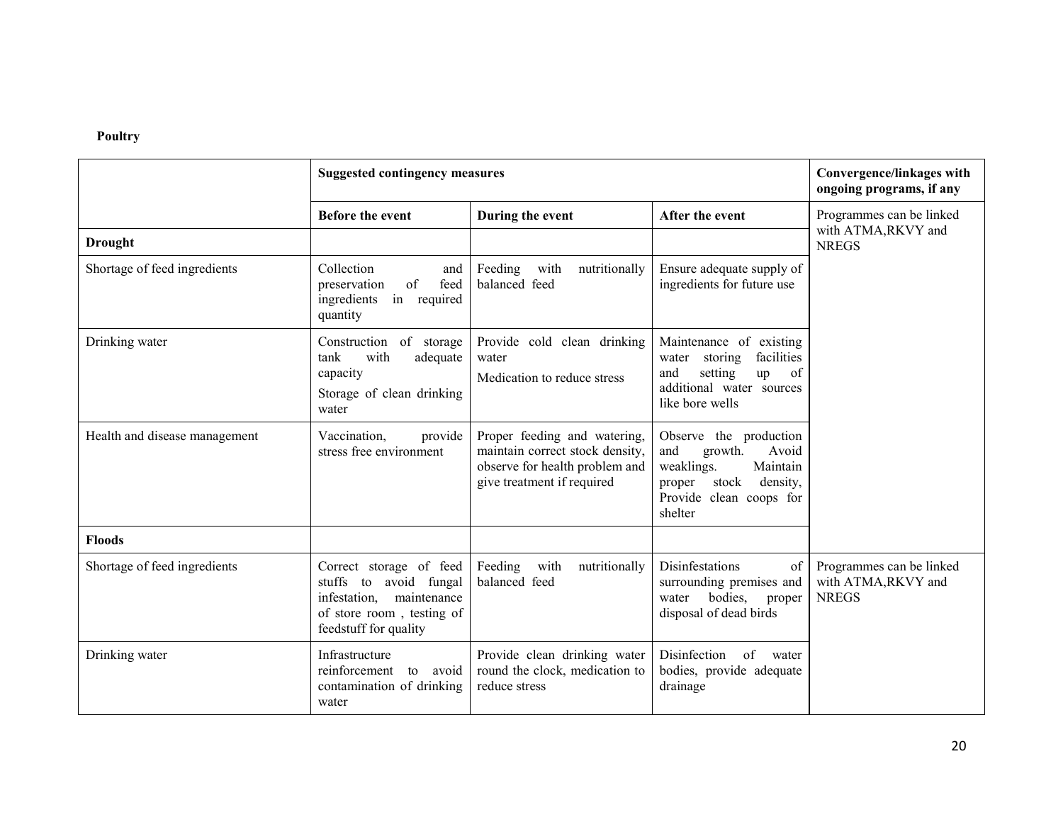**Poultry**

| | Suggested contingency measures | | | Convergence/linkages with ongoing programs, if any |
|---|---|---|---|---|
| | Before the event | During the event | After the event | Programmes can be linked with ATMA,RKVY and NREGS |
| **Drought** | | | | |
| Shortage of feed ingredients | Collection and preservation of feed ingredients in required quantity | Feeding with nutritionally balanced feed | Ensure adequate supply of ingredients for future use | |
| Drinking water | Construction of storage tank with adequate capacity<br>Storage of clean drinking water | Provide cold clean drinking water<br>Medication to reduce stress | Maintenance of existing water storing facilities and setting up of additional water sources like bore wells | |
| Health and disease management | Vaccination, provide stress free environment | Proper feeding and watering, maintain correct stock density, observe for health problem and give treatment if required | Observe the production and growth. Avoid weaklings. Maintain proper stock density, Provide clean coops for shelter | |
| **Floods** | | | | |
| Shortage of feed ingredients | Correct storage of feed stuffs to avoid fungal infestation, maintenance of store room , testing of feedstuff for quality | Feeding with nutritionally balanced feed | Disinfestations of surrounding premises and water bodies, proper disposal of dead birds | Programmes can be linked with ATMA,RKVY and NREGS |
| Drinking water | Infrastructure reinforcement to avoid contamination of drinking water | Provide clean drinking water round the clock, medication to reduce stress | Disinfection of water bodies, provide adequate drainage | |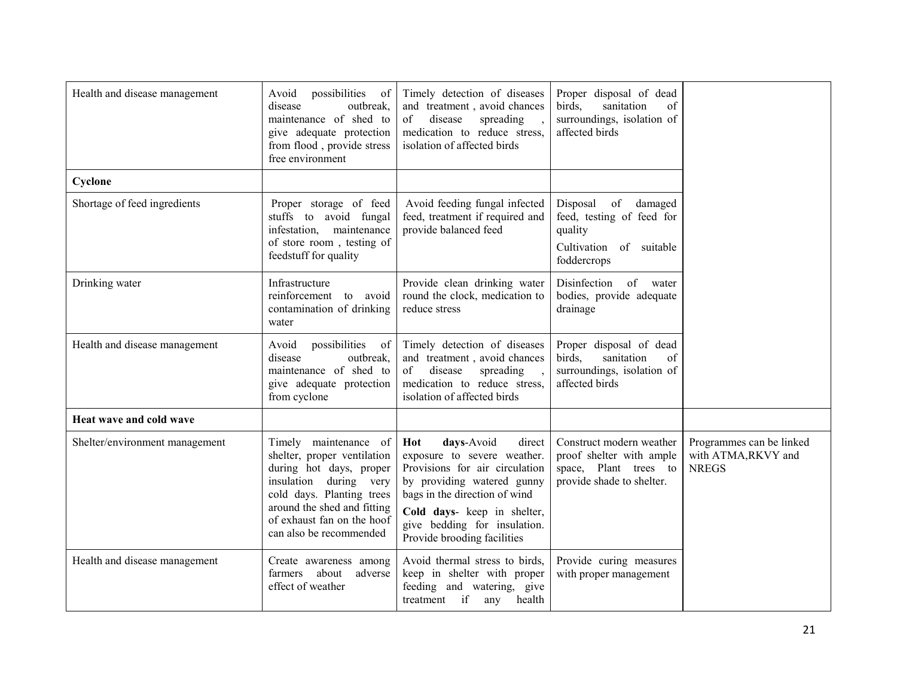| Health and disease management | Avoid possibilities of disease outbreak, maintenance of shed to give adequate protection from flood , provide stress free environment | Timely detection of diseases and treatment , avoid chances of disease spreading , medication to reduce stress, isolation of affected birds | Proper disposal of dead birds, sanitation of surroundings, isolation of affected birds | |
|---|---|---|---|---|
| **Cyclone** | | | | |
| Shortage of feed ingredients | Proper storage of feed stuffs to avoid fungal infestation, maintenance of store room , testing of feedstuff for quality | Avoid feeding fungal infected feed, treatment if required and provide balanced feed | Disposal of damaged feed, testing of feed for quality<br>Cultivation of suitable foddercrops | |
| Drinking water | Infrastructure reinforcement to avoid contamination of drinking water | Provide clean drinking water round the clock, medication to reduce stress | Disinfection of water bodies, provide adequate drainage | |
| Health and disease management | Avoid possibilities of disease outbreak, maintenance of shed to give adequate protection from cyclone | Timely detection of diseases and treatment , avoid chances of disease spreading , medication to reduce stress, isolation of affected birds | Proper disposal of dead birds, sanitation of surroundings, isolation of affected birds | |
| **Heat wave and cold wave** | | | | |
| Shelter/environment management | Timely maintenance of shelter, proper ventilation during hot days, proper insulation during very cold days. Planting trees around the shed and fitting of exhaust fan on the hoof can also be recommended | **Hot days**-Avoid direct exposure to severe weather. Provisions for air circulation by providing watered gunny bags in the direction of wind<br>**Cold days**- keep in shelter, give bedding for insulation. Provide brooding facilities | Construct modern weather proof shelter with ample space, Plant trees to provide shade to shelter. | Programmes can be linked with ATMA,RKVY and NREGS |
| Health and disease management | Create awareness among farmers about adverse effect of weather | Avoid thermal stress to birds, keep in shelter with proper feeding and watering, give treatment if any health | Provide curing measures with proper management | |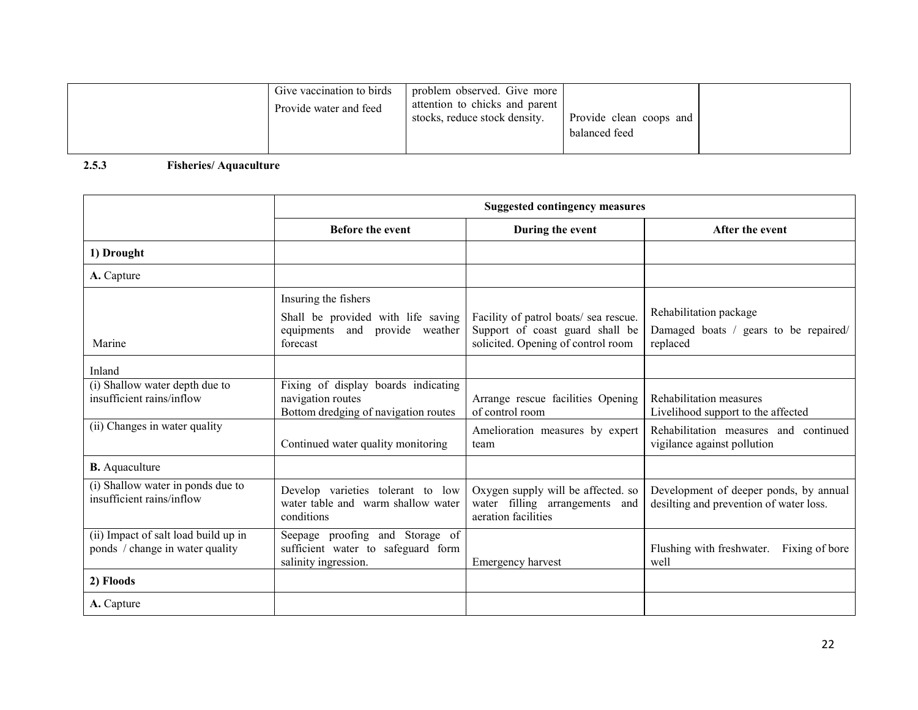| | Give vaccination to birds<br>Provide water and feed | problem observed. Give more attention to chicks and parent stocks, reduce stock density. | Provide clean coops and balanced feed | |
|---|---|---|---|---|

**2.5.3 Fisheries/ Aquaculture**

| | Suggested contingency measures | | |
|---|---|---|---|
| | **Before the event** | **During the event** | **After the event** |
| **1) Drought** | | | |
| **A.** Capture | | | |
| Marine | Insuring the fishers<br>Shall be provided with life saving equipments and provide weather forecast | Facility of patrol boats/ sea rescue. Support of coast guard shall be solicited. Opening of control room | Rehabilitation package<br>Damaged boats / gears to be repaired/ replaced |
| Inland | | | |
| (i) Shallow water depth due to insufficient rains/inflow | Fixing of display boards indicating navigation routes<br>Bottom dredging of navigation routes | Arrange rescue facilities Opening of control room | Rehabilitation measures<br>Livelihood support to the affected |
| (ii) Changes in water quality | Continued water quality monitoring | Amelioration measures by expert team | Rehabilitation measures and continued vigilance against pollution |
| **B.** Aquaculture | | | |
| (i) Shallow water in ponds due to insufficient rains/inflow | Develop varieties tolerant to low water table and warm shallow water conditions | Oxygen supply will be affected. so water filling arrangements and aeration facilities | Development of deeper ponds, by annual desilting and prevention of water loss. |
| (ii) Impact of salt load build up in ponds / change in water quality | Seepage proofing and Storage of sufficient water to safeguard form salinity ingression. | Emergency harvest | Flushing with freshwater. Fixing of bore well |
| **2) Floods** | | | |
| **A.** Capture | | | |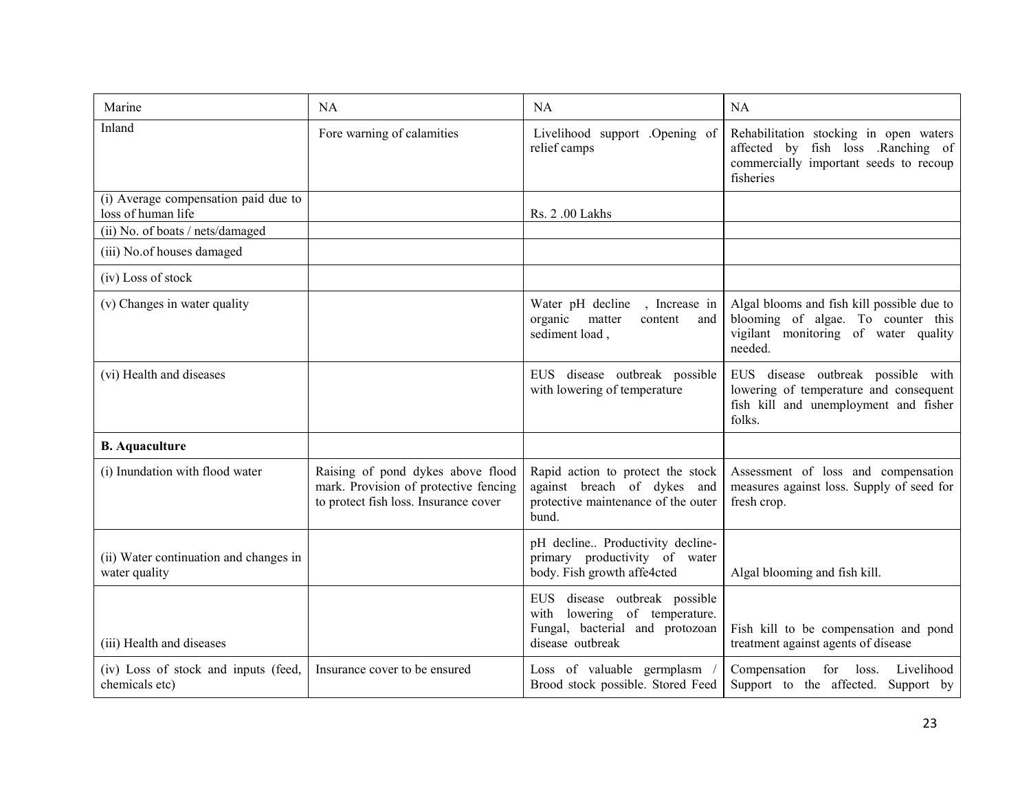| Marine | NA | NA | NA |
|---|---|---|---|
| Inland | Fore warning of calamities | Livelihood support .Opening of relief camps | Rehabilitation stocking in open waters affected by fish loss .Ranching of commercially important seeds to recoup fisheries |
| (i) Average compensation paid due to loss of human life | | Rs. 2 .00 Lakhs | |
| (ii) No. of boats / nets/damaged | | | |
| (iii) No.of houses damaged | | | |
| (iv) Loss of stock | | | |
| (v) Changes in water quality | | Water pH decline , Increase in organic matter content and sediment load , | Algal blooms and fish kill possible due to blooming of algae. To counter this vigilant monitoring of water quality needed. |
| (vi) Health and diseases | | EUS disease outbreak possible with lowering of temperature | EUS disease outbreak possible with lowering of temperature and consequent fish kill and unemployment and fisher folks. |
| **B. Aquaculture** | | | |
| (i) Inundation with flood water | Raising of pond dykes above flood mark. Provision of protective fencing to protect fish loss. Insurance cover | Rapid action to protect the stock against breach of dykes and protective maintenance of the outer bund. | Assessment of loss and compensation measures against loss. Supply of seed for fresh crop. |
| (ii) Water continuation and changes in water quality | | pH decline.. Productivity decline-primary productivity of water body. Fish growth affe4cted | Algal blooming and fish kill. |
| (iii) Health and diseases | | EUS disease outbreak possible with lowering of temperature. Fungal, bacterial and protozoan disease outbreak | Fish kill to be compensation and pond treatment against agents of disease |
| (iv) Loss of stock and inputs (feed, chemicals etc) | Insurance cover to be ensured | Loss of valuable germplasm / Brood stock possible. Stored Feed | Compensation for loss. Livelihood Support to the affected. Support by |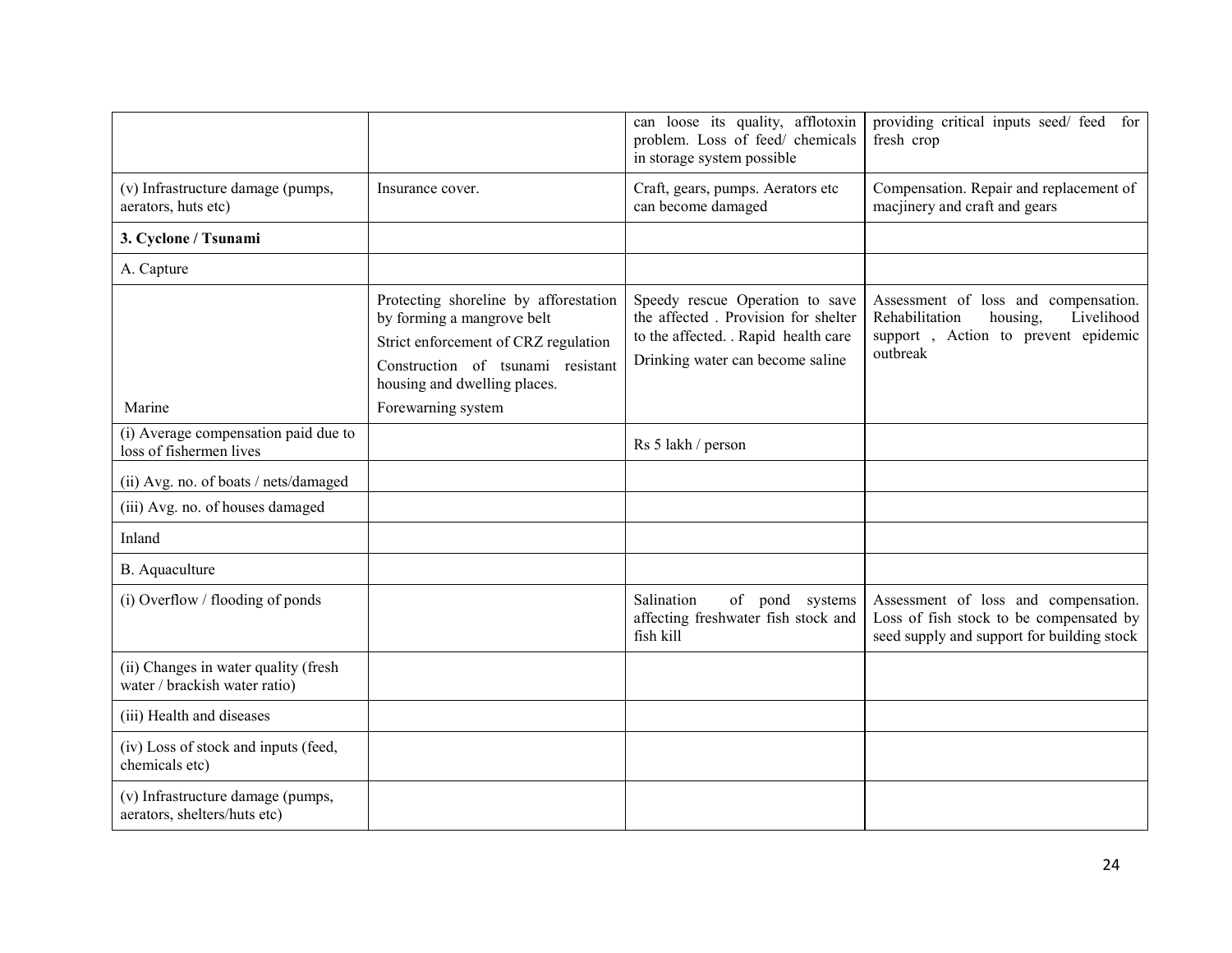| | | | |
|---|---|---|---|
| | | can loose its quality, afflotoxin problem. Loss of feed/ chemicals in storage system possible | providing critical inputs seed/ feed for fresh crop |
| (v) Infrastructure damage (pumps, aerators, huts etc) | Insurance cover. | Craft, gears, pumps. Aerators etc can become damaged | Compensation. Repair and replacement of macjinery and craft and gears |
| **3. Cyclone / Tsunami** | | | |
| A. Capture | | | |
| Marine | Protecting shoreline by afforestation by forming a mangrove belt<br>Strict enforcement of CRZ regulation<br>Construction of tsunami resistant housing and dwelling places.<br>Forewarning system | Speedy rescue Operation to save the affected . Provision for shelter to the affected. . Rapid health care<br>Drinking water can become saline | Assessment of loss and compensation. Rehabilitation housing, Livelihood support , Action to prevent epidemic outbreak |
| (i) Average compensation paid due to loss of fishermen lives | | Rs 5 lakh / person | |
| (ii) Avg. no. of boats / nets/damaged | | | |
| (iii) Avg. no. of houses damaged | | | |
| Inland | | | |
| B. Aquaculture | | | |
| (i) Overflow / flooding of ponds | | Salination of pond systems affecting freshwater fish stock and fish kill | Assessment of loss and compensation. Loss of fish stock to be compensated by seed supply and support for building stock |
| (ii) Changes in water quality (fresh water / brackish water ratio) | | | |
| (iii) Health and diseases | | | |
| (iv) Loss of stock and inputs (feed, chemicals etc) | | | |
| (v) Infrastructure damage (pumps, aerators, shelters/huts etc) | | | |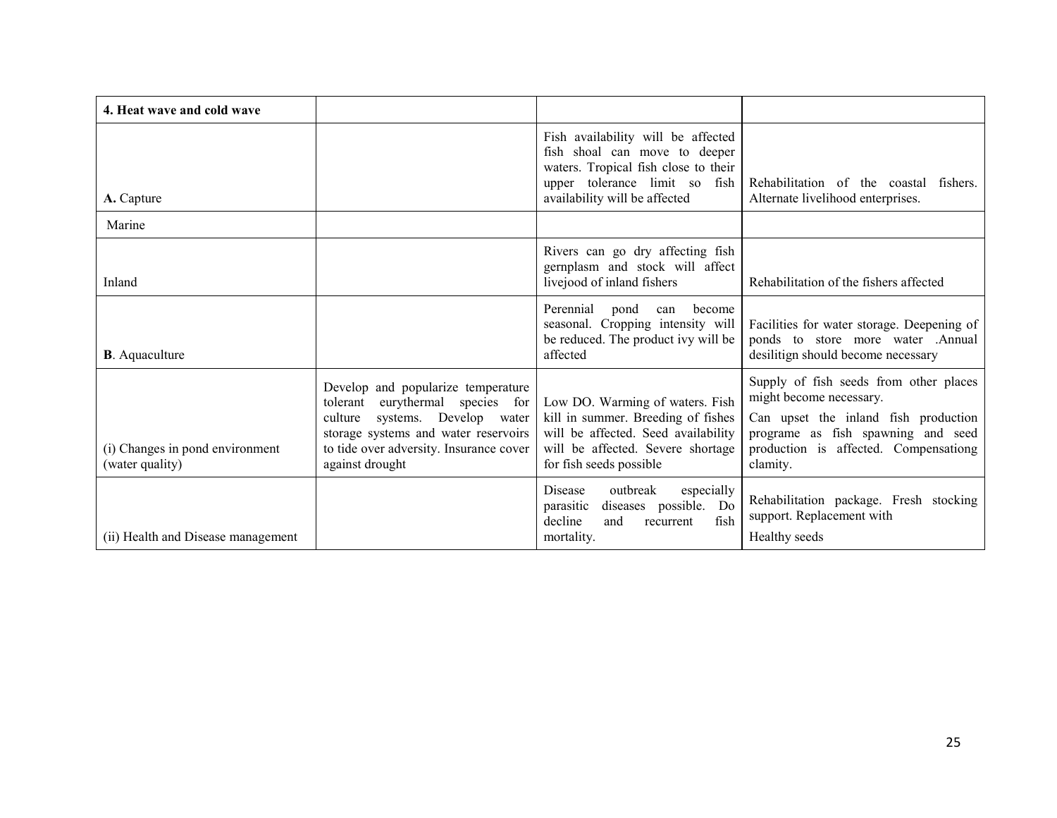| 4. Heat wave and cold wave | | | |
|---|---|---|---|
| **A.** Capture | | Fish availability will be affected fish shoal can move to deeper waters. Tropical fish close to their upper tolerance limit so fish availability will be affected | Rehabilitation of the coastal fishers. Alternate livelihood enterprises. |
| Marine | | | |
| Inland | | Rivers can go dry affecting fish gernplasm and stock will affect livejood of inland fishers | Rehabilitation of the fishers affected |
| **B**. Aquaculture | | Perennial pond can become seasonal. Cropping intensity will be reduced. The product ivy will be affected | Facilities for water storage. Deepening of ponds to store more water .Annual desilitign should become necessary |
| (i) Changes in pond environment (water quality) | Develop and popularize temperature tolerant eurythermal species for culture systems. Develop water storage systems and water reservoirs to tide over adversity. Insurance cover against drought | Low DO. Warming of waters. Fish kill in summer. Breeding of fishes will be affected. Seed availability will be affected. Severe shortage for fish seeds possible | Supply of fish seeds from other places might become necessary.<br>Can upset the inland fish production programe as fish spawning and seed production is affected. Compensationg clamity. |
| (ii) Health and Disease management | | Disease outbreak especially parasitic diseases possible. Do decline and recurrent fish mortality. | Rehabilitation package. Fresh stocking support. Replacement with<br>Healthy seeds |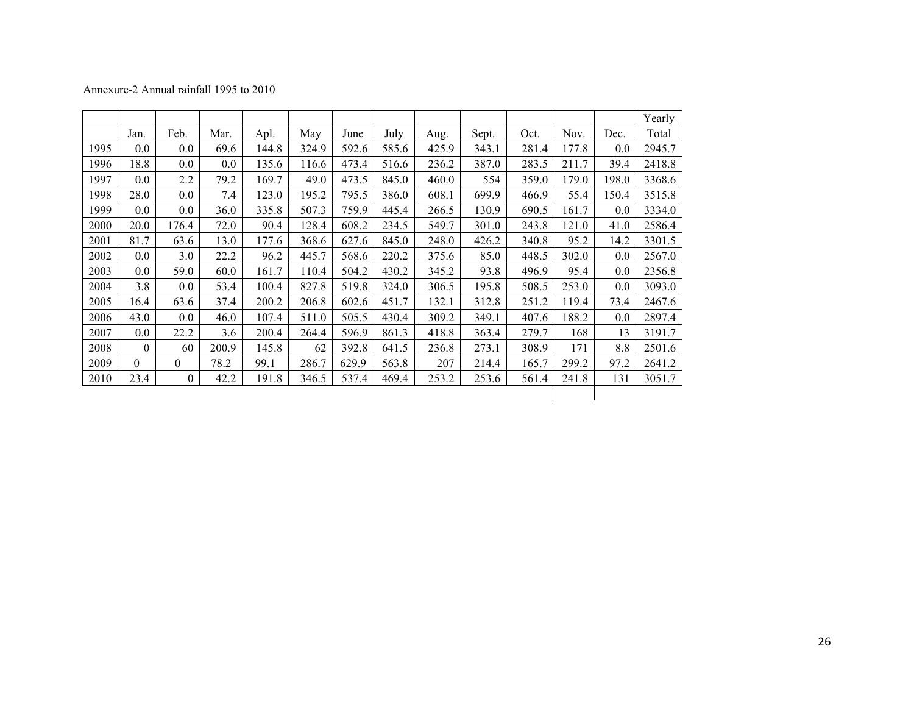Annexure-2 Annual rainfall 1995 to 2010

| | Jan. | Feb. | Mar. | Apl. | May | June | July | Aug. | Sept. | Oct. | Nov. | Dec. | Yearly Total |
|---|---|---|---|---|---|---|---|---|---|---|---|---|---|
| 1995 | 0.0 | 0.0 | 69.6 | 144.8 | 324.9 | 592.6 | 585.6 | 425.9 | 343.1 | 281.4 | 177.8 | 0.0 | 2945.7 |
| 1996 | 18.8 | 0.0 | 0.0 | 135.6 | 116.6 | 473.4 | 516.6 | 236.2 | 387.0 | 283.5 | 211.7 | 39.4 | 2418.8 |
| 1997 | 0.0 | 2.2 | 79.2 | 169.7 | 49.0 | 473.5 | 845.0 | 460.0 | 554 | 359.0 | 179.0 | 198.0 | 3368.6 |
| 1998 | 28.0 | 0.0 | 7.4 | 123.0 | 195.2 | 795.5 | 386.0 | 608.1 | 699.9 | 466.9 | 55.4 | 150.4 | 3515.8 |
| 1999 | 0.0 | 0.0 | 36.0 | 335.8 | 507.3 | 759.9 | 445.4 | 266.5 | 130.9 | 690.5 | 161.7 | 0.0 | 3334.0 |
| 2000 | 20.0 | 176.4 | 72.0 | 90.4 | 128.4 | 608.2 | 234.5 | 549.7 | 301.0 | 243.8 | 121.0 | 41.0 | 2586.4 |
| 2001 | 81.7 | 63.6 | 13.0 | 177.6 | 368.6 | 627.6 | 845.0 | 248.0 | 426.2 | 340.8 | 95.2 | 14.2 | 3301.5 |
| 2002 | 0.0 | 3.0 | 22.2 | 96.2 | 445.7 | 568.6 | 220.2 | 375.6 | 85.0 | 448.5 | 302.0 | 0.0 | 2567.0 |
| 2003 | 0.0 | 59.0 | 60.0 | 161.7 | 110.4 | 504.2 | 430.2 | 345.2 | 93.8 | 496.9 | 95.4 | 0.0 | 2356.8 |
| 2004 | 3.8 | 0.0 | 53.4 | 100.4 | 827.8 | 519.8 | 324.0 | 306.5 | 195.8 | 508.5 | 253.0 | 0.0 | 3093.0 |
| 2005 | 16.4 | 63.6 | 37.4 | 200.2 | 206.8 | 602.6 | 451.7 | 132.1 | 312.8 | 251.2 | 119.4 | 73.4 | 2467.6 |
| 2006 | 43.0 | 0.0 | 46.0 | 107.4 | 511.0 | 505.5 | 430.4 | 309.2 | 349.1 | 407.6 | 188.2 | 0.0 | 2897.4 |
| 2007 | 0.0 | 22.2 | 3.6 | 200.4 | 264.4 | 596.9 | 861.3 | 418.8 | 363.4 | 279.7 | 168 | 13 | 3191.7 |
| 2008 | 0 | 60 | 200.9 | 145.8 | 62 | 392.8 | 641.5 | 236.8 | 273.1 | 308.9 | 171 | 8.8 | 2501.6 |
| 2009 | 0 | 0 | 78.2 | 99.1 | 286.7 | 629.9 | 563.8 | 207 | 214.4 | 165.7 | 299.2 | 97.2 | 2641.2 |
| 2010 | 23.4 | 0 | 42.2 | 191.8 | 346.5 | 537.4 | 469.4 | 253.2 | 253.6 | 561.4 | 241.8 | 131 | 3051.7 |